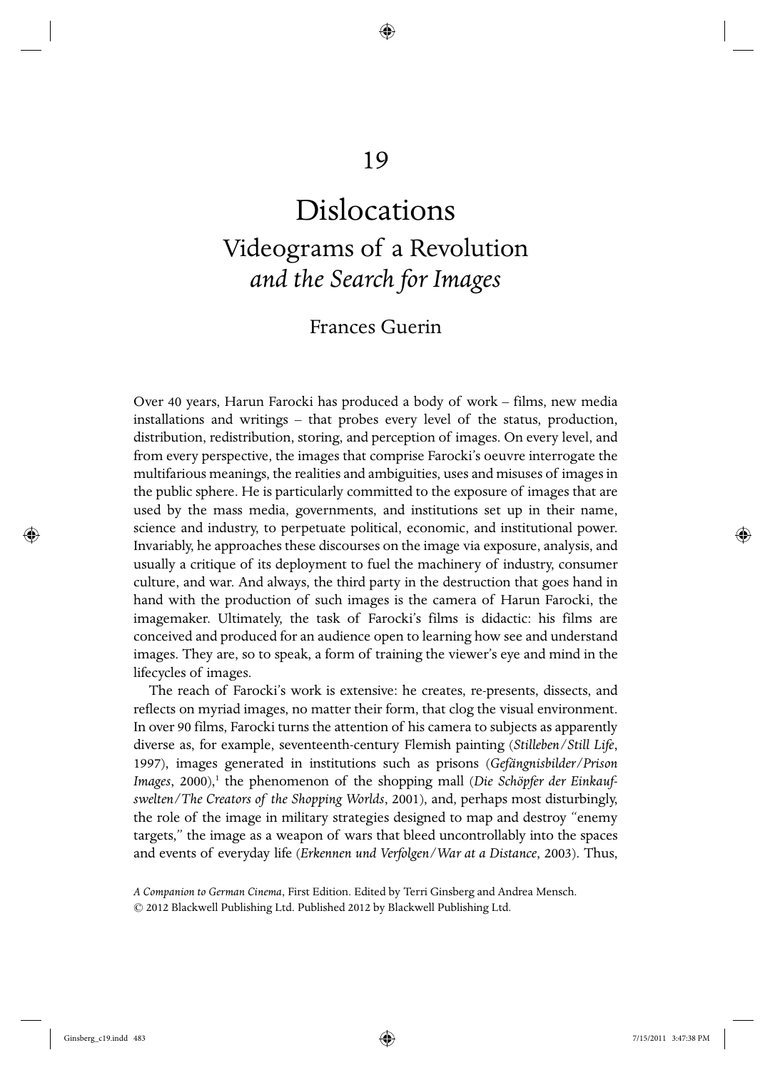19

# Dislocations

## Videograms of a Revolution *and the Search for Images*

### Frances Guerin

Over 40 years, Harun Farocki has produced a body of work – films, new media installations and writings – that probes every level of the status, production, distribution, redistribution, storing, and perception of images. On every level, and from every perspective, the images that comprise Farocki's oeuvre interrogate the multifarious meanings, the realities and ambiguities, uses and misuses of images in the public sphere. He is particularly committed to the exposure of images that are used by the mass media, governments, and institutions set up in their name, science and industry, to perpetuate political, economic, and institutional power. Invariably, he approaches these discourses on the image via exposure, analysis, and usually a critique of its deployment to fuel the machinery of industry, consumer culture, and war. And always, the third party in the destruction that goes hand in hand with the production of such images is the camera of Harun Farocki, the imagemaker. Ultimately, the task of Farocki's films is didactic: his films are conceived and produced for an audience open to learning how see and understand images. They are, so to speak, a form of training the viewer's eye and mind in the lifecycles of images.

The reach of Farocki's work is extensive: he creates, re-presents, dissects, and reflects on myriad images, no matter their form, that clog the visual environment. In over 90 films, Farocki turns the attention of his camera to subjects as apparently diverse as, for example, seventeenth-century Flemish painting (*Stilleben/Still Life*, 1997), images generated in institutions such as prisons (*Gefängnisbilder/Prison Images*, 2000),[1] the phenomenon of the shopping mall (*Die Schöpfer der Einkaufswelten/The Creators of the Shopping Worlds*, 2001), and, perhaps most disturbingly, the role of the image in military strategies designed to map and destroy "enemy targets," the image as a weapon of wars that bleed uncontrollably into the spaces and events of everyday life (*Erkennen und Verfolgen/War at a Distance*, 2003). Thus,

*A Companion to German Cinema*, First Edition. Edited by Terri Ginsberg and Andrea Mensch.
© 2012 Blackwell Publishing Ltd. Published 2012 by Blackwell Publishing Ltd.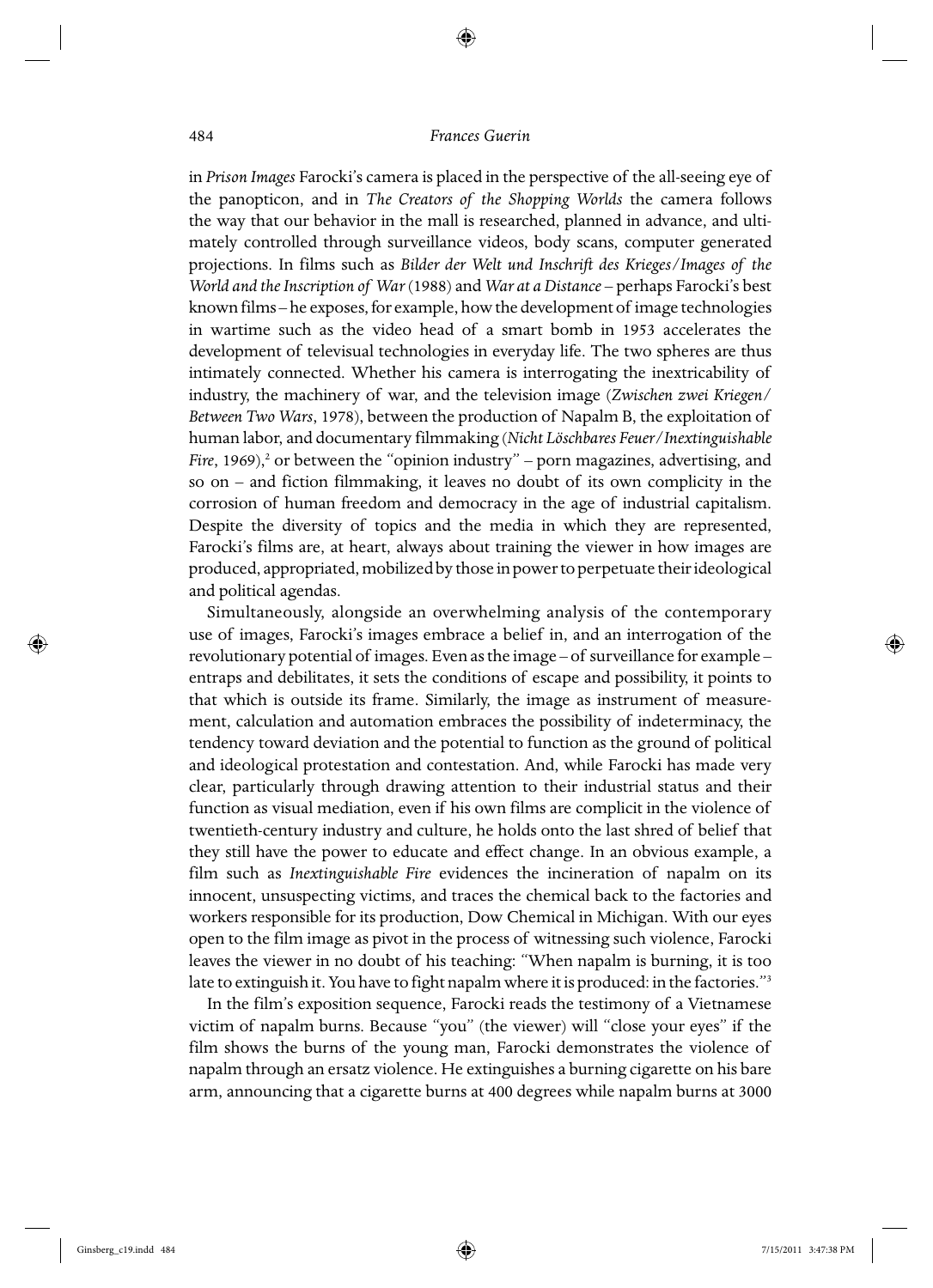in *Prison Images* Farocki's camera is placed in the perspective of the all-seeing eye of the panopticon, and in *The Creators of the Shopping Worlds* the camera follows the way that our behavior in the mall is researched, planned in advance, and ultimately controlled through surveillance videos, body scans, computer generated projections. In films such as *Bilder der Welt und Inschrift des Krieges/Images of the World and the Inscription of War* (1988) and *War at a Distance* – perhaps Farocki's best known films – he exposes, for example, how the development of image technologies in wartime such as the video head of a smart bomb in 1953 accelerates the development of televisual technologies in everyday life. The two spheres are thus intimately connected. Whether his camera is interrogating the inextricability of industry, the machinery of war, and the television image (*Zwischen zwei Kriegen/Between Two Wars*, 1978), between the production of Napalm B, the exploitation of human labor, and documentary filmmaking (*Nicht Löschbares Feuer/Inextinguishable Fire*, 1969),[2] or between the "opinion industry" – porn magazines, advertising, and so on – and fiction filmmaking, it leaves no doubt of its own complicity in the corrosion of human freedom and democracy in the age of industrial capitalism. Despite the diversity of topics and the media in which they are represented, Farocki's films are, at heart, always about training the viewer in how images are produced, appropriated, mobilized by those in power to perpetuate their ideological and political agendas.

Simultaneously, alongside an overwhelming analysis of the contemporary use of images, Farocki's images embrace a belief in, and an interrogation of the revolutionary potential of images. Even as the image – of surveillance for example – entraps and debilitates, it sets the conditions of escape and possibility, it points to that which is outside its frame. Similarly, the image as instrument of measurement, calculation and automation embraces the possibility of indeterminacy, the tendency toward deviation and the potential to function as the ground of political and ideological protestation and contestation. And, while Farocki has made very clear, particularly through drawing attention to their industrial status and their function as visual mediation, even if his own films are complicit in the violence of twentieth-century industry and culture, he holds onto the last shred of belief that they still have the power to educate and effect change. In an obvious example, a film such as *Inextinguishable Fire* evidences the incineration of napalm on its innocent, unsuspecting victims, and traces the chemical back to the factories and workers responsible for its production, Dow Chemical in Michigan. With our eyes open to the film image as pivot in the process of witnessing such violence, Farocki leaves the viewer in no doubt of his teaching: "When napalm is burning, it is too late to extinguish it. You have to fight napalm where it is produced: in the factories."[3]

In the film's exposition sequence, Farocki reads the testimony of a Vietnamese victim of napalm burns. Because "you" (the viewer) will "close your eyes" if the film shows the burns of the young man, Farocki demonstrates the violence of napalm through an ersatz violence. He extinguishes a burning cigarette on his bare arm, announcing that a cigarette burns at 400 degrees while napalm burns at 3000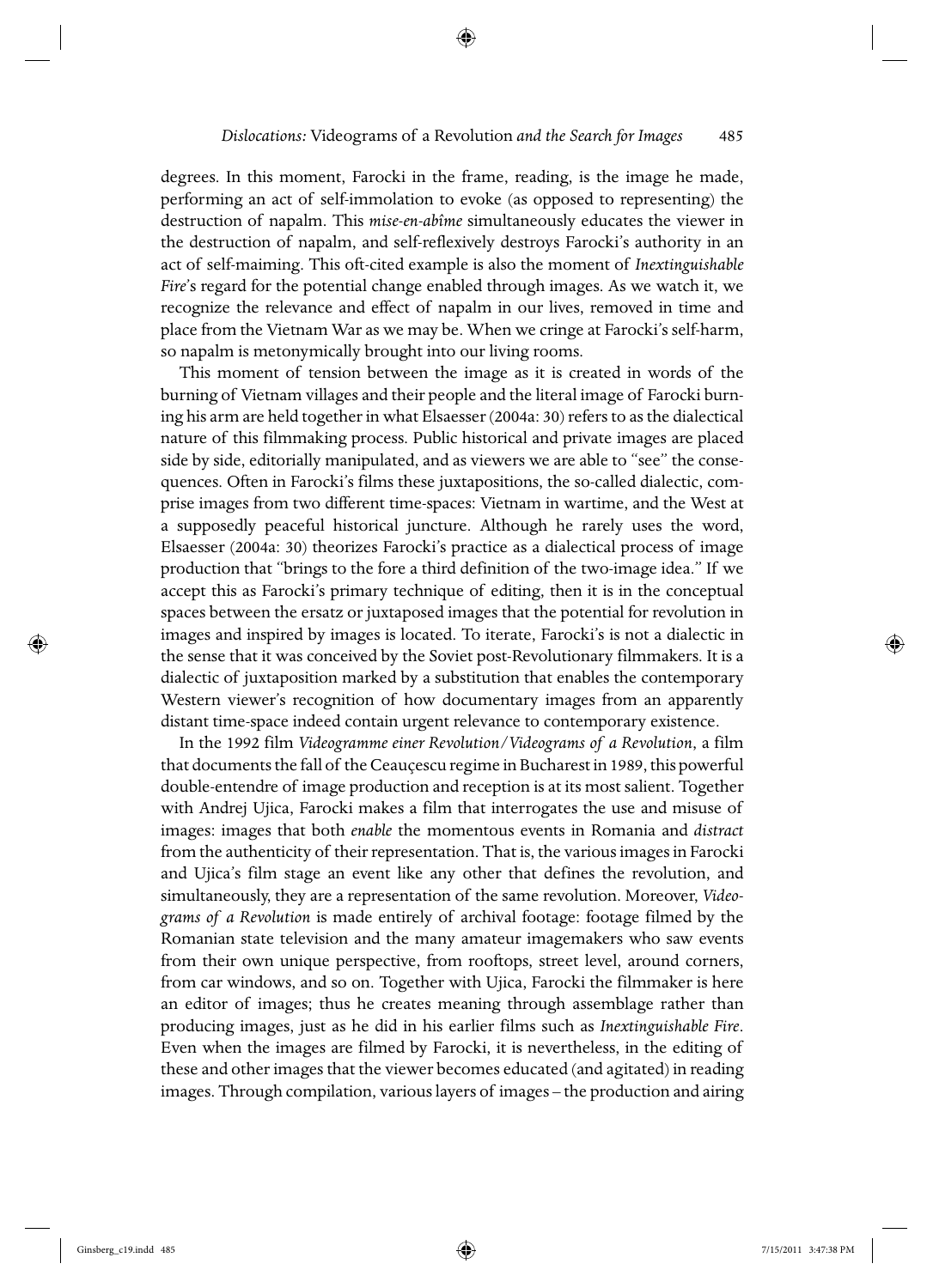degrees. In this moment, Farocki in the frame, reading, is the image he made, performing an act of self-immolation to evoke (as opposed to representing) the destruction of napalm. This *mise-en-abîme* simultaneously educates the viewer in the destruction of napalm, and self-reflexively destroys Farocki's authority in an act of self-maiming. This oft-cited example is also the moment of *Inextinguishable Fire*'s regard for the potential change enabled through images. As we watch it, we recognize the relevance and effect of napalm in our lives, removed in time and place from the Vietnam War as we may be. When we cringe at Farocki's self-harm, so napalm is metonymically brought into our living rooms.

This moment of tension between the image as it is created in words of the burning of Vietnam villages and their people and the literal image of Farocki burning his arm are held together in what Elsaesser (2004a: 30) refers to as the dialectical nature of this filmmaking process. Public historical and private images are placed side by side, editorially manipulated, and as viewers we are able to "see" the consequences. Often in Farocki's films these juxtapositions, the so-called dialectic, comprise images from two different time-spaces: Vietnam in wartime, and the West at a supposedly peaceful historical juncture. Although he rarely uses the word, Elsaesser (2004a: 30) theorizes Farocki's practice as a dialectical process of image production that "brings to the fore a third definition of the two-image idea." If we accept this as Farocki's primary technique of editing, then it is in the conceptual spaces between the ersatz or juxtaposed images that the potential for revolution in images and inspired by images is located. To iterate, Farocki's is not a dialectic in the sense that it was conceived by the Soviet post-Revolutionary filmmakers. It is a dialectic of juxtaposition marked by a substitution that enables the contemporary Western viewer's recognition of how documentary images from an apparently distant time-space indeed contain urgent relevance to contemporary existence.

In the 1992 film *Videogramme einer Revolution/Videograms of a Revolution*, a film that documents the fall of the Ceauşescu regime in Bucharest in 1989, this powerful double-entendre of image production and reception is at its most salient. Together with Andrej Ujica, Farocki makes a film that interrogates the use and misuse of images: images that both *enable* the momentous events in Romania and *distract* from the authenticity of their representation. That is, the various images in Farocki and Ujica's film stage an event like any other that defines the revolution, and simultaneously, they are a representation of the same revolution. Moreover, *Videograms of a Revolution* is made entirely of archival footage: footage filmed by the Romanian state television and the many amateur imagemakers who saw events from their own unique perspective, from rooftops, street level, around corners, from car windows, and so on. Together with Ujica, Farocki the filmmaker is here an editor of images; thus he creates meaning through assemblage rather than producing images, just as he did in his earlier films such as *Inextinguishable Fire*. Even when the images are filmed by Farocki, it is nevertheless, in the editing of these and other images that the viewer becomes educated (and agitated) in reading images. Through compilation, various layers of images – the production and airing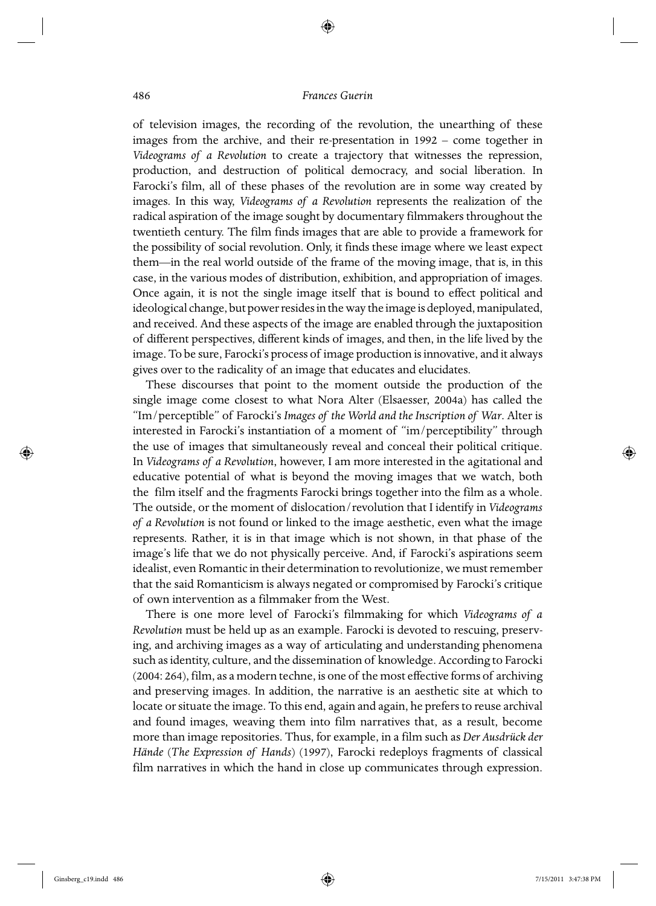of television images, the recording of the revolution, the unearthing of these images from the archive, and their re-presentation in 1992 – come together in *Videograms of a Revolution* to create a trajectory that witnesses the repression, production, and destruction of political democracy, and social liberation. In Farocki's film, all of these phases of the revolution are in some way created by images. In this way, *Videograms of a Revolution* represents the realization of the radical aspiration of the image sought by documentary filmmakers throughout the twentieth century. The film finds images that are able to provide a framework for the possibility of social revolution. Only, it finds these image where we least expect them—in the real world outside of the frame of the moving image, that is, in this case, in the various modes of distribution, exhibition, and appropriation of images. Once again, it is not the single image itself that is bound to effect political and ideological change, but power resides in the way the image is deployed, manipulated, and received. And these aspects of the image are enabled through the juxtaposition of different perspectives, different kinds of images, and then, in the life lived by the image. To be sure, Farocki's process of image production is innovative, and it always gives over to the radicality of an image that educates and elucidates.

These discourses that point to the moment outside the production of the single image come closest to what Nora Alter (Elsaesser, 2004a) has called the "Im/perceptible" of Farocki's *Images of the World and the Inscription of War*. Alter is interested in Farocki's instantiation of a moment of "im/perceptibility" through the use of images that simultaneously reveal and conceal their political critique. In *Videograms of a Revolution*, however, I am more interested in the agitational and educative potential of what is beyond the moving images that we watch, both the film itself and the fragments Farocki brings together into the film as a whole. The outside, or the moment of dislocation/revolution that I identify in *Videograms of a Revolution* is not found or linked to the image aesthetic, even what the image represents. Rather, it is in that image which is not shown, in that phase of the image's life that we do not physically perceive. And, if Farocki's aspirations seem idealist, even Romantic in their determination to revolutionize, we must remember that the said Romanticism is always negated or compromised by Farocki's critique of own intervention as a filmmaker from the West.

There is one more level of Farocki's filmmaking for which *Videograms of a Revolution* must be held up as an example. Farocki is devoted to rescuing, preserving, and archiving images as a way of articulating and understanding phenomena such as identity, culture, and the dissemination of knowledge. According to Farocki (2004: 264), film, as a modern techne, is one of the most effective forms of archiving and preserving images. In addition, the narrative is an aesthetic site at which to locate or situate the image. To this end, again and again, he prefers to reuse archival and found images, weaving them into film narratives that, as a result, become more than image repositories. Thus, for example, in a film such as *Der Ausdrück der Hände* (*The Expression of Hands*) (1997), Farocki redeploys fragments of classical film narratives in which the hand in close up communicates through expression.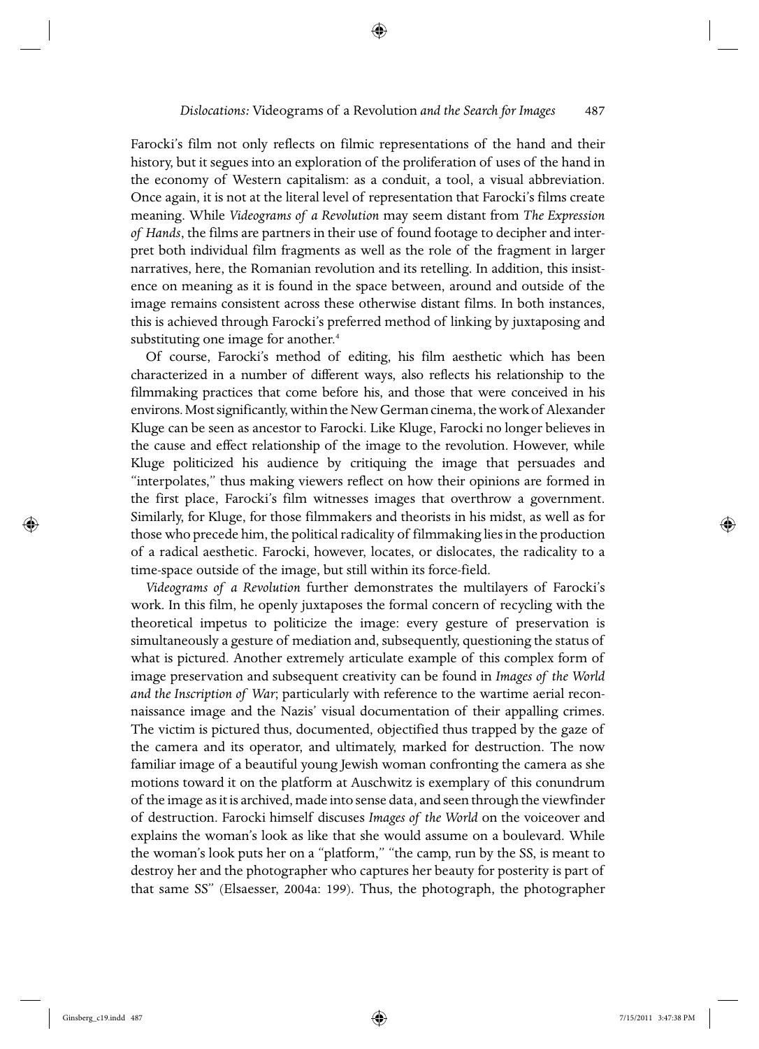Farocki's film not only reflects on filmic representations of the hand and their history, but it segues into an exploration of the proliferation of uses of the hand in the economy of Western capitalism: as a conduit, a tool, a visual abbreviation. Once again, it is not at the literal level of representation that Farocki's films create meaning. While *Videograms of a Revolution* may seem distant from *The Expression of Hands*, the films are partners in their use of found footage to decipher and interpret both individual film fragments as well as the role of the fragment in larger narratives, here, the Romanian revolution and its retelling. In addition, this insistence on meaning as it is found in the space between, around and outside of the image remains consistent across these otherwise distant films. In both instances, this is achieved through Farocki's preferred method of linking by juxtaposing and substituting one image for another.[4]

Of course, Farocki's method of editing, his film aesthetic which has been characterized in a number of different ways, also reflects his relationship to the filmmaking practices that come before his, and those that were conceived in his environs. Most significantly, within the New German cinema, the work of Alexander Kluge can be seen as ancestor to Farocki. Like Kluge, Farocki no longer believes in the cause and effect relationship of the image to the revolution. However, while Kluge politicized his audience by critiquing the image that persuades and "interpolates," thus making viewers reflect on how their opinions are formed in the first place, Farocki's film witnesses images that overthrow a government. Similarly, for Kluge, for those filmmakers and theorists in his midst, as well as for those who precede him, the political radicality of filmmaking lies in the production of a radical aesthetic. Farocki, however, locates, or dislocates, the radicality to a time-space outside of the image, but still within its force-field.

*Videograms of a Revolution* further demonstrates the multilayers of Farocki's work. In this film, he openly juxtaposes the formal concern of recycling with the theoretical impetus to politicize the image: every gesture of preservation is simultaneously a gesture of mediation and, subsequently, questioning the status of what is pictured. Another extremely articulate example of this complex form of image preservation and subsequent creativity can be found in *Images of the World and the Inscription of War*; particularly with reference to the wartime aerial reconnaissance image and the Nazis' visual documentation of their appalling crimes. The victim is pictured thus, documented, objectified thus trapped by the gaze of the camera and its operator, and ultimately, marked for destruction. The now familiar image of a beautiful young Jewish woman confronting the camera as she motions toward it on the platform at Auschwitz is exemplary of this conundrum of the image as it is archived, made into sense data, and seen through the viewfinder of destruction. Farocki himself discuses *Images of the World* on the voiceover and explains the woman's look as like that she would assume on a boulevard. While the woman's look puts her on a "platform," "the camp, run by the SS, is meant to destroy her and the photographer who captures her beauty for posterity is part of that same SS" (Elsaesser, 2004a: 199). Thus, the photograph, the photographer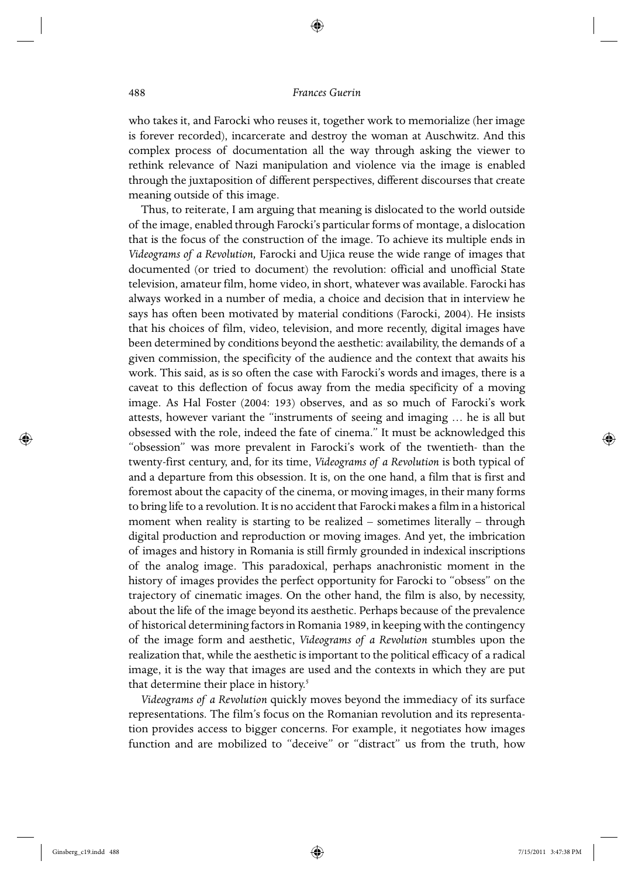who takes it, and Farocki who reuses it, together work to memorialize (her image is forever recorded), incarcerate and destroy the woman at Auschwitz. And this complex process of documentation all the way through asking the viewer to rethink relevance of Nazi manipulation and violence via the image is enabled through the juxtaposition of different perspectives, different discourses that create meaning outside of this image.

Thus, to reiterate, I am arguing that meaning is dislocated to the world outside of the image, enabled through Farocki's particular forms of montage, a dislocation that is the focus of the construction of the image. To achieve its multiple ends in *Videograms of a Revolution,* Farocki and Ujica reuse the wide range of images that documented (or tried to document) the revolution: official and unofficial State television, amateur film, home video, in short, whatever was available. Farocki has always worked in a number of media, a choice and decision that in interview he says has often been motivated by material conditions (Farocki, 2004). He insists that his choices of film, video, television, and more recently, digital images have been determined by conditions beyond the aesthetic: availability, the demands of a given commission, the specificity of the audience and the context that awaits his work. This said, as is so often the case with Farocki's words and images, there is a caveat to this deflection of focus away from the media specificity of a moving image. As Hal Foster (2004: 193) observes, and as so much of Farocki's work attests, however variant the "instruments of seeing and imaging … he is all but obsessed with the role, indeed the fate of cinema." It must be acknowledged this "obsession" was more prevalent in Farocki's work of the twentieth- than the twenty-first century, and, for its time, *Videograms of a Revolution* is both typical of and a departure from this obsession. It is, on the one hand, a film that is first and foremost about the capacity of the cinema, or moving images, in their many forms to bring life to a revolution. It is no accident that Farocki makes a film in a historical moment when reality is starting to be realized – sometimes literally – through digital production and reproduction or moving images. And yet, the imbrication of images and history in Romania is still firmly grounded in indexical inscriptions of the analog image. This paradoxical, perhaps anachronistic moment in the history of images provides the perfect opportunity for Farocki to "obsess" on the trajectory of cinematic images. On the other hand, the film is also, by necessity, about the life of the image beyond its aesthetic. Perhaps because of the prevalence of historical determining factors in Romania 1989, in keeping with the contingency of the image form and aesthetic, *Videograms of a Revolution* stumbles upon the realization that, while the aesthetic is important to the political efficacy of a radical image, it is the way that images are used and the contexts in which they are put that determine their place in history.[5]

*Videograms of a Revolution* quickly moves beyond the immediacy of its surface representations. The film's focus on the Romanian revolution and its representation provides access to bigger concerns. For example, it negotiates how images function and are mobilized to "deceive" or "distract" us from the truth, how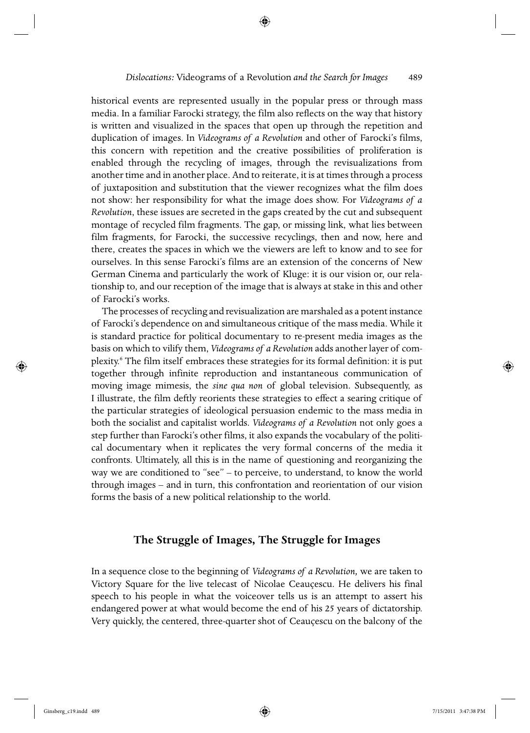historical events are represented usually in the popular press or through mass media. In a familiar Farocki strategy, the film also reflects on the way that history is written and visualized in the spaces that open up through the repetition and duplication of images. In *Videograms of a Revolution* and other of Farocki's films, this concern with repetition and the creative possibilities of proliferation is enabled through the recycling of images, through the revisualizations from another time and in another place. And to reiterate, it is at times through a process of juxtaposition and substitution that the viewer recognizes what the film does not show: her responsibility for what the image does show. For *Videograms of a Revolution*, these issues are secreted in the gaps created by the cut and subsequent montage of recycled film fragments. The gap, or missing link, what lies between film fragments, for Farocki, the successive recyclings, then and now, here and there, creates the spaces in which we the viewers are left to know and to see for ourselves. In this sense Farocki's films are an extension of the concerns of New German Cinema and particularly the work of Kluge: it is our vision or, our relationship to, and our reception of the image that is always at stake in this and other of Farocki's works.

The processes of recycling and revisualization are marshaled as a potent instance of Farocki's dependence on and simultaneous critique of the mass media. While it is standard practice for political documentary to re-present media images as the basis on which to vilify them, *Videograms of a Revolution* adds another layer of complexity.[6] The film itself embraces these strategies for its formal definition: it is put together through infinite reproduction and instantaneous communication of moving image mimesis, the *sine qua non* of global television. Subsequently, as I illustrate, the film deftly reorients these strategies to effect a searing critique of the particular strategies of ideological persuasion endemic to the mass media in both the socialist and capitalist worlds. *Videograms of a Revolution* not only goes a step further than Farocki's other films, it also expands the vocabulary of the political documentary when it replicates the very formal concerns of the media it confronts. Ultimately, all this is in the name of questioning and reorganizing the way we are conditioned to "see" – to perceive, to understand, to know the world through images – and in turn, this confrontation and reorientation of our vision forms the basis of a new political relationship to the world.

## The Struggle of Images, The Struggle for Images

In a sequence close to the beginning of *Videograms of a Revolution,* we are taken to Victory Square for the live telecast of Nicolae Ceauçescu. He delivers his final speech to his people in what the voiceover tells us is an attempt to assert his endangered power at what would become the end of his 25 years of dictatorship. Very quickly, the centered, three-quarter shot of Ceauçescu on the balcony of the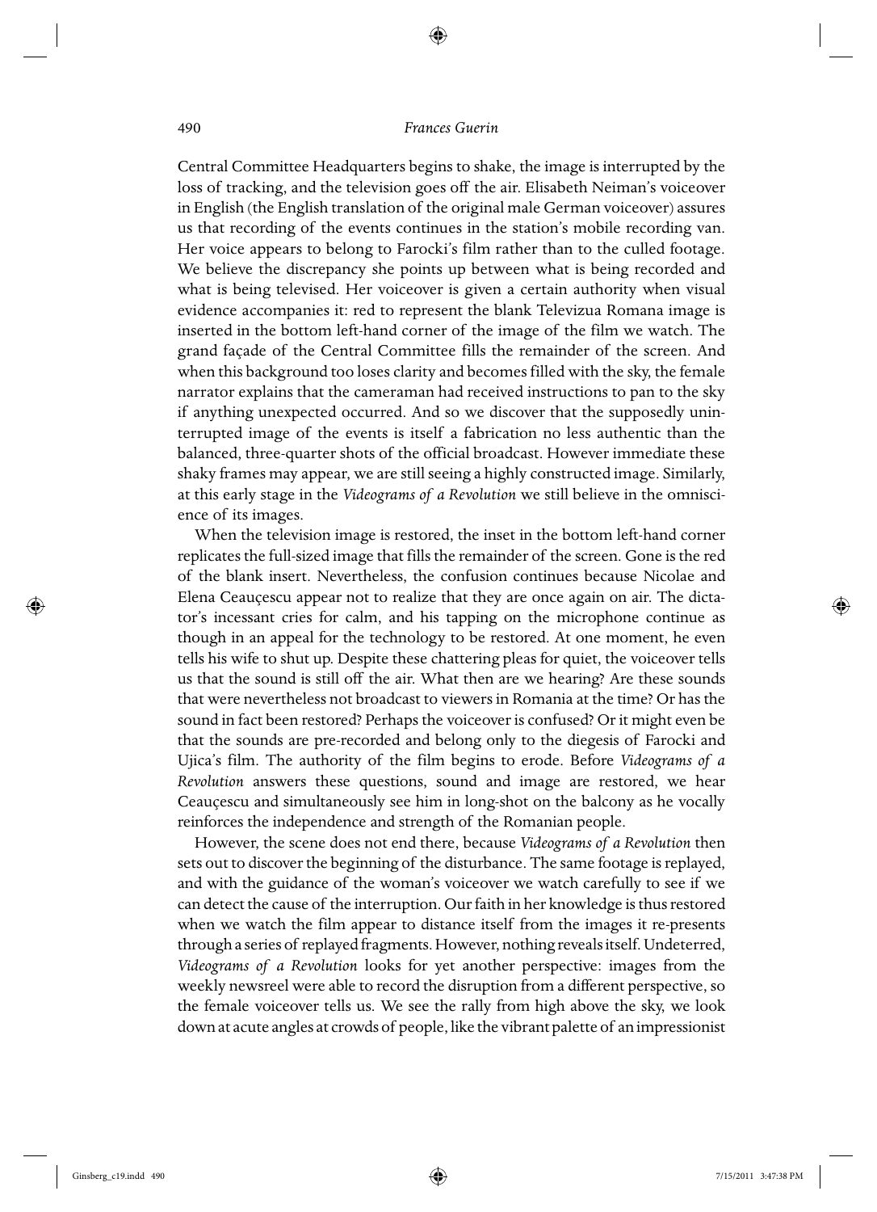Central Committee Headquarters begins to shake, the image is interrupted by the loss of tracking, and the television goes off the air. Elisabeth Neiman's voiceover in English (the English translation of the original male German voiceover) assures us that recording of the events continues in the station's mobile recording van. Her voice appears to belong to Farocki's film rather than to the culled footage. We believe the discrepancy she points up between what is being recorded and what is being televised. Her voiceover is given a certain authority when visual evidence accompanies it: red to represent the blank Televizua Romana image is inserted in the bottom left-hand corner of the image of the film we watch. The grand façade of the Central Committee fills the remainder of the screen. And when this background too loses clarity and becomes filled with the sky, the female narrator explains that the cameraman had received instructions to pan to the sky if anything unexpected occurred. And so we discover that the supposedly uninterrupted image of the events is itself a fabrication no less authentic than the balanced, three-quarter shots of the official broadcast. However immediate these shaky frames may appear, we are still seeing a highly constructed image. Similarly, at this early stage in the *Videograms of a Revolution* we still believe in the omniscience of its images.

When the television image is restored, the inset in the bottom left-hand corner replicates the full-sized image that fills the remainder of the screen. Gone is the red of the blank insert. Nevertheless, the confusion continues because Nicolae and Elena Ceauçescu appear not to realize that they are once again on air. The dictator's incessant cries for calm, and his tapping on the microphone continue as though in an appeal for the technology to be restored. At one moment, he even tells his wife to shut up. Despite these chattering pleas for quiet, the voiceover tells us that the sound is still off the air. What then are we hearing? Are these sounds that were nevertheless not broadcast to viewers in Romania at the time? Or has the sound in fact been restored? Perhaps the voiceover is confused? Or it might even be that the sounds are pre-recorded and belong only to the diegesis of Farocki and Ujica's film. The authority of the film begins to erode. Before *Videograms of a Revolution* answers these questions, sound and image are restored, we hear Ceauçescu and simultaneously see him in long-shot on the balcony as he vocally reinforces the independence and strength of the Romanian people.

However, the scene does not end there, because *Videograms of a Revolution* then sets out to discover the beginning of the disturbance. The same footage is replayed, and with the guidance of the woman's voiceover we watch carefully to see if we can detect the cause of the interruption. Our faith in her knowledge is thus restored when we watch the film appear to distance itself from the images it re-presents through a series of replayed fragments. However, nothing reveals itself. Undeterred, *Videograms of a Revolution* looks for yet another perspective: images from the weekly newsreel were able to record the disruption from a different perspective, so the female voiceover tells us. We see the rally from high above the sky, we look down at acute angles at crowds of people, like the vibrant palette of an impressionist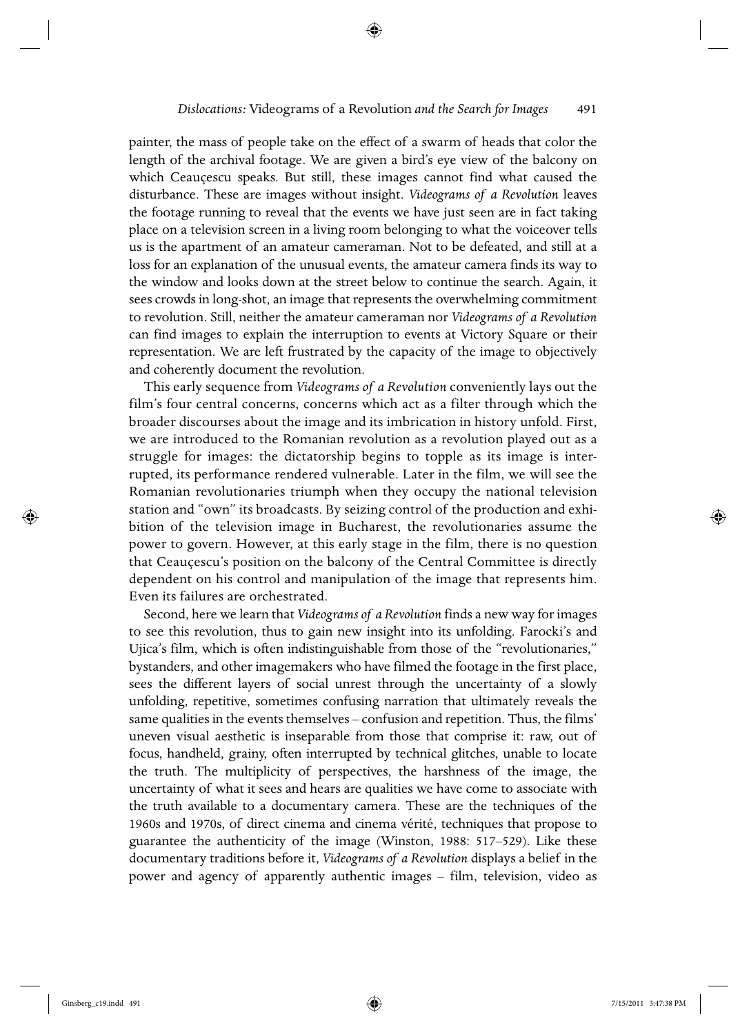painter, the mass of people take on the effect of a swarm of heads that color the length of the archival footage. We are given a bird's eye view of the balcony on which Ceauçescu speaks. But still, these images cannot find what caused the disturbance. These are images without insight. *Videograms of a Revolution* leaves the footage running to reveal that the events we have just seen are in fact taking place on a television screen in a living room belonging to what the voiceover tells us is the apartment of an amateur cameraman. Not to be defeated, and still at a loss for an explanation of the unusual events, the amateur camera finds its way to the window and looks down at the street below to continue the search. Again, it sees crowds in long-shot, an image that represents the overwhelming commitment to revolution. Still, neither the amateur cameraman nor *Videograms of a Revolution* can find images to explain the interruption to events at Victory Square or their representation. We are left frustrated by the capacity of the image to objectively and coherently document the revolution.

This early sequence from *Videograms of a Revolution* conveniently lays out the film's four central concerns, concerns which act as a filter through which the broader discourses about the image and its imbrication in history unfold. First, we are introduced to the Romanian revolution as a revolution played out as a struggle for images: the dictatorship begins to topple as its image is interrupted, its performance rendered vulnerable. Later in the film, we will see the Romanian revolutionaries triumph when they occupy the national television station and "own" its broadcasts. By seizing control of the production and exhibition of the television image in Bucharest, the revolutionaries assume the power to govern. However, at this early stage in the film, there is no question that Ceauçescu's position on the balcony of the Central Committee is directly dependent on his control and manipulation of the image that represents him. Even its failures are orchestrated.

Second, here we learn that *Videograms of a Revolution* finds a new way for images to see this revolution, thus to gain new insight into its unfolding. Farocki's and Ujica's film, which is often indistinguishable from those of the "revolutionaries," bystanders, and other imagemakers who have filmed the footage in the first place, sees the different layers of social unrest through the uncertainty of a slowly unfolding, repetitive, sometimes confusing narration that ultimately reveals the same qualities in the events themselves – confusion and repetition. Thus, the films' uneven visual aesthetic is inseparable from those that comprise it: raw, out of focus, handheld, grainy, often interrupted by technical glitches, unable to locate the truth. The multiplicity of perspectives, the harshness of the image, the uncertainty of what it sees and hears are qualities we have come to associate with the truth available to a documentary camera. These are the techniques of the 1960s and 1970s, of direct cinema and cinema vérité, techniques that propose to guarantee the authenticity of the image (Winston, 1988: 517–529). Like these documentary traditions before it, *Videograms of a Revolution* displays a belief in the power and agency of apparently authentic images – film, television, video as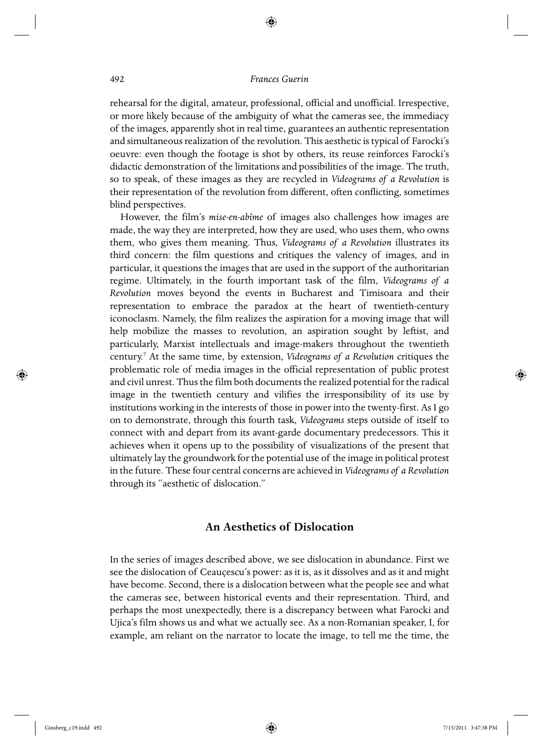rehearsal for the digital, amateur, professional, official and unofficial. Irrespective, or more likely because of the ambiguity of what the cameras see, the immediacy of the images, apparently shot in real time, guarantees an authentic representation and simultaneous realization of the revolution. This aesthetic is typical of Farocki's oeuvre: even though the footage is shot by others, its reuse reinforces Farocki's didactic demonstration of the limitations and possibilities of the image. The truth, so to speak, of these images as they are recycled in *Videograms of a Revolution* is their representation of the revolution from different, often conflicting, sometimes blind perspectives.

However, the film's *mise-en-abîme* of images also challenges how images are made, the way they are interpreted, how they are used, who uses them, who owns them, who gives them meaning. Thus, *Videograms of a Revolution* illustrates its third concern: the film questions and critiques the valency of images, and in particular, it questions the images that are used in the support of the authoritarian regime. Ultimately, in the fourth important task of the film, *Videograms of a Revolution* moves beyond the events in Bucharest and Timisoara and their representation to embrace the paradox at the heart of twentieth-century iconoclasm. Namely, the film realizes the aspiration for a moving image that will help mobilize the masses to revolution, an aspiration sought by leftist, and particularly, Marxist intellectuals and image-makers throughout the twentieth century.[7] At the same time, by extension, *Videograms of a Revolution* critiques the problematic role of media images in the official representation of public protest and civil unrest. Thus the film both documents the realized potential for the radical image in the twentieth century and vilifies the irresponsibility of its use by institutions working in the interests of those in power into the twenty-first. As I go on to demonstrate, through this fourth task, *Videograms* steps outside of itself to connect with and depart from its avant-garde documentary predecessors. This it achieves when it opens up to the possibility of visualizations of the present that ultimately lay the groundwork for the potential use of the image in political protest in the future. These four central concerns are achieved in *Videograms of a Revolution* through its "aesthetic of dislocation."

## An Aesthetics of Dislocation

In the series of images described above, we see dislocation in abundance. First we see the dislocation of Ceauçescu's power: as it is, as it dissolves and as it and might have become. Second, there is a dislocation between what the people see and what the cameras see, between historical events and their representation. Third, and perhaps the most unexpectedly, there is a discrepancy between what Farocki and Ujica's film shows us and what we actually see. As a non-Romanian speaker, I, for example, am reliant on the narrator to locate the image, to tell me the time, the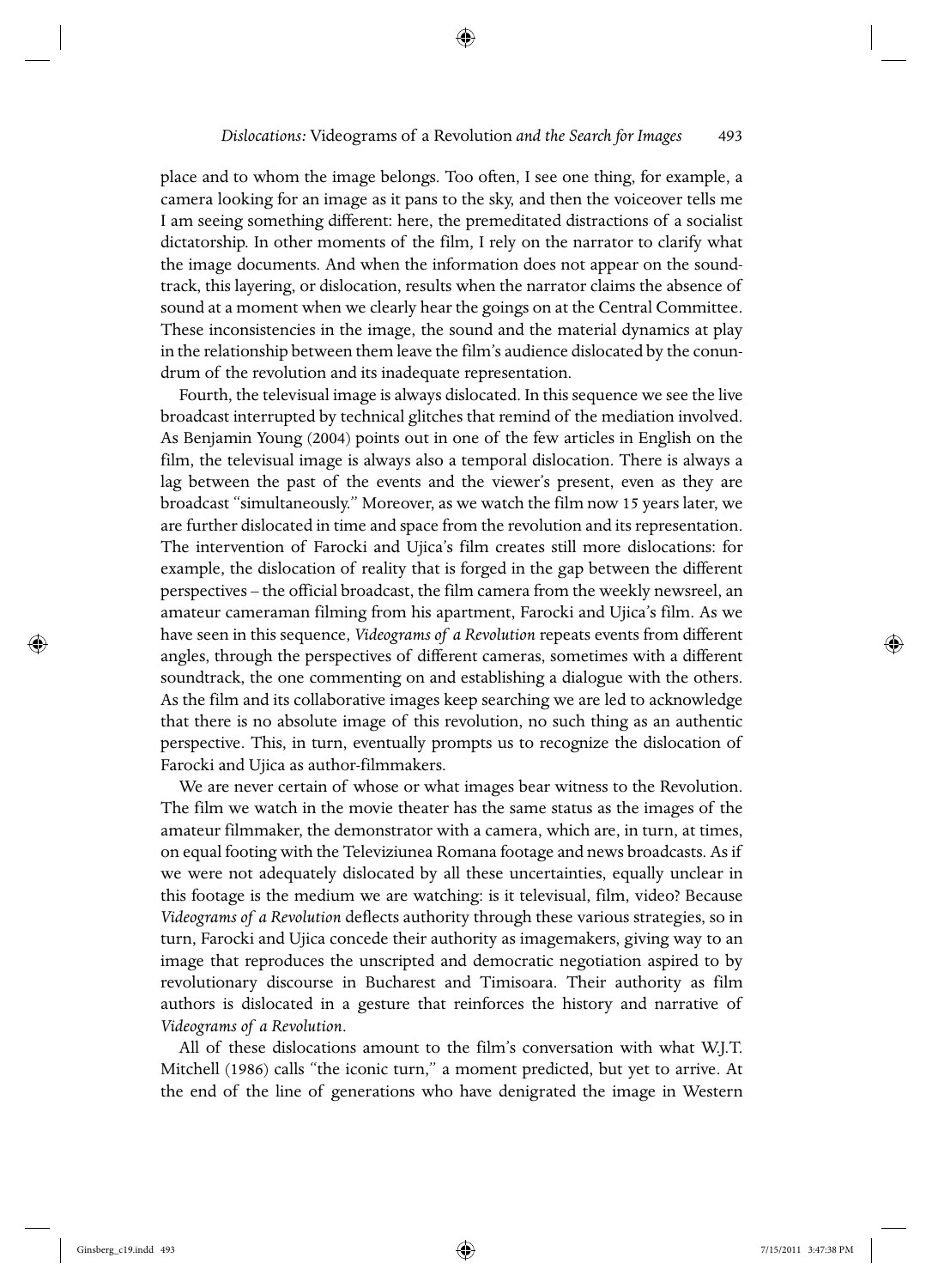place and to whom the image belongs. Too often, I see one thing, for example, a camera looking for an image as it pans to the sky, and then the voiceover tells me I am seeing something different: here, the premeditated distractions of a socialist dictatorship. In other moments of the film, I rely on the narrator to clarify what the image documents. And when the information does not appear on the soundtrack, this layering, or dislocation, results when the narrator claims the absence of sound at a moment when we clearly hear the goings on at the Central Committee. These inconsistencies in the image, the sound and the material dynamics at play in the relationship between them leave the film's audience dislocated by the conundrum of the revolution and its inadequate representation.

Fourth, the televisual image is always dislocated. In this sequence we see the live broadcast interrupted by technical glitches that remind of the mediation involved. As Benjamin Young (2004) points out in one of the few articles in English on the film, the televisual image is always also a temporal dislocation. There is always a lag between the past of the events and the viewer's present, even as they are broadcast "simultaneously." Moreover, as we watch the film now 15 years later, we are further dislocated in time and space from the revolution and its representation. The intervention of Farocki and Ujica's film creates still more dislocations: for example, the dislocation of reality that is forged in the gap between the different perspectives – the official broadcast, the film camera from the weekly newsreel, an amateur cameraman filming from his apartment, Farocki and Ujica's film. As we have seen in this sequence, *Videograms of a Revolution* repeats events from different angles, through the perspectives of different cameras, sometimes with a different soundtrack, the one commenting on and establishing a dialogue with the others. As the film and its collaborative images keep searching we are led to acknowledge that there is no absolute image of this revolution, no such thing as an authentic perspective. This, in turn, eventually prompts us to recognize the dislocation of Farocki and Ujica as author-filmmakers.

We are never certain of whose or what images bear witness to the Revolution. The film we watch in the movie theater has the same status as the images of the amateur filmmaker, the demonstrator with a camera, which are, in turn, at times, on equal footing with the Televiziunea Romana footage and news broadcasts. As if we were not adequately dislocated by all these uncertainties, equally unclear in this footage is the medium we are watching: is it televisual, film, video? Because *Videograms of a Revolution* deflects authority through these various strategies, so in turn, Farocki and Ujica concede their authority as imagemakers, giving way to an image that reproduces the unscripted and democratic negotiation aspired to by revolutionary discourse in Bucharest and Timisoara. Their authority as film authors is dislocated in a gesture that reinforces the history and narrative of *Videograms of a Revolution*.

All of these dislocations amount to the film's conversation with what W.J.T. Mitchell (1986) calls "the iconic turn," a moment predicted, but yet to arrive. At the end of the line of generations who have denigrated the image in Western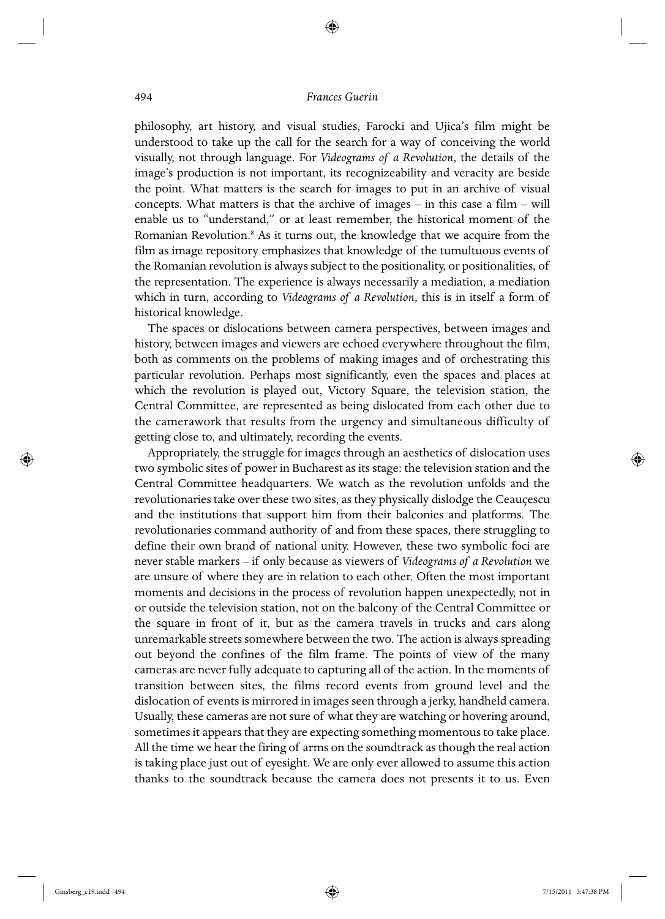philosophy, art history, and visual studies, Farocki and Ujica's film might be understood to take up the call for the search for a way of conceiving the world visually, not through language. For *Videograms of a Revolution*, the details of the image's production is not important, its recognizeability and veracity are beside the point. What matters is the search for images to put in an archive of visual concepts. What matters is that the archive of images – in this case a film – will enable us to "understand," or at least remember, the historical moment of the Romanian Revolution.[8] As it turns out, the knowledge that we acquire from the film as image repository emphasizes that knowledge of the tumultuous events of the Romanian revolution is always subject to the positionality, or positionalities, of the representation. The experience is always necessarily a mediation, a mediation which in turn, according to *Videograms of a Revolution*, this is in itself a form of historical knowledge.

The spaces or dislocations between camera perspectives, between images and history, between images and viewers are echoed everywhere throughout the film, both as comments on the problems of making images and of orchestrating this particular revolution. Perhaps most significantly, even the spaces and places at which the revolution is played out, Victory Square, the television station, the Central Committee, are represented as being dislocated from each other due to the camerawork that results from the urgency and simultaneous difficulty of getting close to, and ultimately, recording the events.

Appropriately, the struggle for images through an aesthetics of dislocation uses two symbolic sites of power in Bucharest as its stage: the television station and the Central Committee headquarters. We watch as the revolution unfolds and the revolutionaries take over these two sites, as they physically dislodge the Ceauçescu and the institutions that support him from their balconies and platforms. The revolutionaries command authority of and from these spaces, there struggling to define their own brand of national unity. However, these two symbolic foci are never stable markers – if only because as viewers of *Videograms of a Revolution* we are unsure of where they are in relation to each other. Often the most important moments and decisions in the process of revolution happen unexpectedly, not in or outside the television station, not on the balcony of the Central Committee or the square in front of it, but as the camera travels in trucks and cars along unremarkable streets somewhere between the two. The action is always spreading out beyond the confines of the film frame. The points of view of the many cameras are never fully adequate to capturing all of the action. In the moments of transition between sites, the films record events from ground level and the dislocation of events is mirrored in images seen through a jerky, handheld camera. Usually, these cameras are not sure of what they are watching or hovering around, sometimes it appears that they are expecting something momentous to take place. All the time we hear the firing of arms on the soundtrack as though the real action is taking place just out of eyesight. We are only ever allowed to assume this action thanks to the soundtrack because the camera does not presents it to us. Even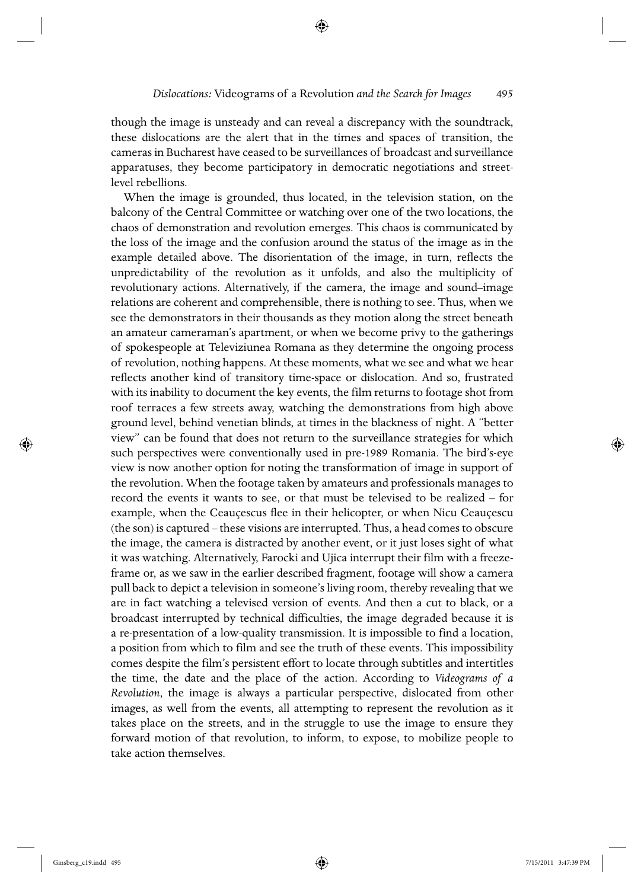though the image is unsteady and can reveal a discrepancy with the soundtrack, these dislocations are the alert that in the times and spaces of transition, the cameras in Bucharest have ceased to be surveillances of broadcast and surveillance apparatuses, they become participatory in democratic negotiations and street-level rebellions.

When the image is grounded, thus located, in the television station, on the balcony of the Central Committee or watching over one of the two locations, the chaos of demonstration and revolution emerges. This chaos is communicated by the loss of the image and the confusion around the status of the image as in the example detailed above. The disorientation of the image, in turn, reflects the unpredictability of the revolution as it unfolds, and also the multiplicity of revolutionary actions. Alternatively, if the camera, the image and sound–image relations are coherent and comprehensible, there is nothing to see. Thus, when we see the demonstrators in their thousands as they motion along the street beneath an amateur cameraman's apartment, or when we become privy to the gatherings of spokespeople at Televiziunea Romana as they determine the ongoing process of revolution, nothing happens. At these moments, what we see and what we hear reflects another kind of transitory time-space or dislocation. And so, frustrated with its inability to document the key events, the film returns to footage shot from roof terraces a few streets away, watching the demonstrations from high above ground level, behind venetian blinds, at times in the blackness of night. A "better view" can be found that does not return to the surveillance strategies for which such perspectives were conventionally used in pre-1989 Romania. The bird's-eye view is now another option for noting the transformation of image in support of the revolution. When the footage taken by amateurs and professionals manages to record the events it wants to see, or that must be televised to be realized – for example, when the Ceauçescus flee in their helicopter, or when Nicu Ceauçescu (the son) is captured – these visions are interrupted. Thus, a head comes to obscure the image, the camera is distracted by another event, or it just loses sight of what it was watching. Alternatively, Farocki and Ujica interrupt their film with a freeze-frame or, as we saw in the earlier described fragment, footage will show a camera pull back to depict a television in someone's living room, thereby revealing that we are in fact watching a televised version of events. And then a cut to black, or a broadcast interrupted by technical difficulties, the image degraded because it is a re-presentation of a low-quality transmission. It is impossible to find a location, a position from which to film and see the truth of these events. This impossibility comes despite the film's persistent effort to locate through subtitles and intertitles the time, the date and the place of the action. According to *Videograms of a Revolution*, the image is always a particular perspective, dislocated from other images, as well from the events, all attempting to represent the revolution as it takes place on the streets, and in the struggle to use the image to ensure they forward motion of that revolution, to inform, to expose, to mobilize people to take action themselves.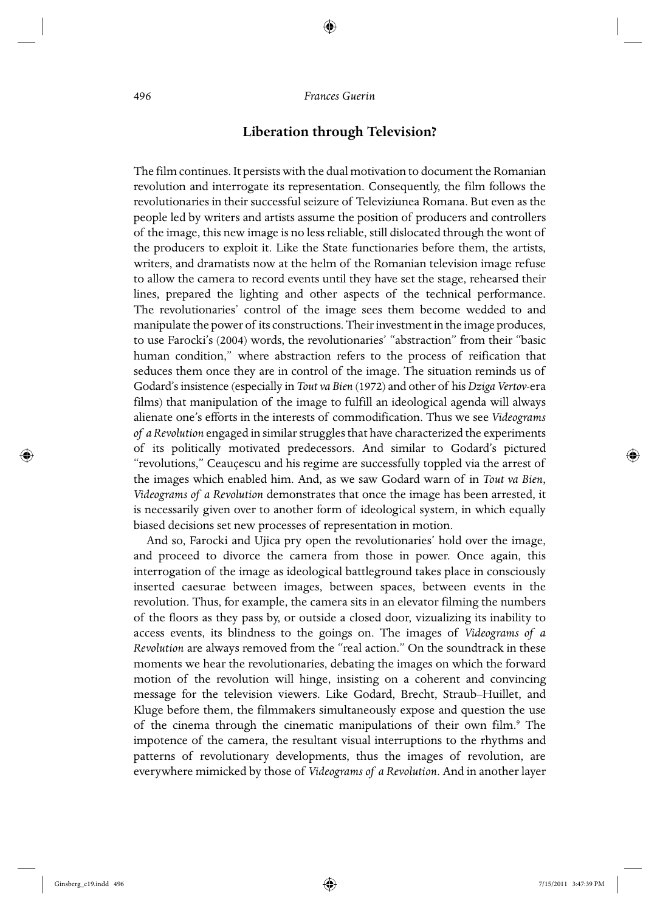## Liberation through Television?

The film continues. It persists with the dual motivation to document the Romanian revolution and interrogate its representation. Consequently, the film follows the revolutionaries in their successful seizure of Televiziunea Romana. But even as the people led by writers and artists assume the position of producers and controllers of the image, this new image is no less reliable, still dislocated through the wont of the producers to exploit it. Like the State functionaries before them, the artists, writers, and dramatists now at the helm of the Romanian television image refuse to allow the camera to record events until they have set the stage, rehearsed their lines, prepared the lighting and other aspects of the technical performance. The revolutionaries' control of the image sees them become wedded to and manipulate the power of its constructions. Their investment in the image produces, to use Farocki's (2004) words, the revolutionaries' "abstraction" from their "basic human condition," where abstraction refers to the process of reification that seduces them once they are in control of the image. The situation reminds us of Godard's insistence (especially in *Tout va Bien* (1972) and other of his *Dziga Vertov*-era films) that manipulation of the image to fulfill an ideological agenda will always alienate one's efforts in the interests of commodification. Thus we see *Videograms of a Revolution* engaged in similar struggles that have characterized the experiments of its politically motivated predecessors. And similar to Godard's pictured "revolutions," Ceauçescu and his regime are successfully toppled via the arrest of the images which enabled him. And, as we saw Godard warn of in *Tout va Bien*, *Videograms of a Revolution* demonstrates that once the image has been arrested, it is necessarily given over to another form of ideological system, in which equally biased decisions set new processes of representation in motion.

And so, Farocki and Ujica pry open the revolutionaries' hold over the image, and proceed to divorce the camera from those in power. Once again, this interrogation of the image as ideological battleground takes place in consciously inserted caesurae between images, between spaces, between events in the revolution. Thus, for example, the camera sits in an elevator filming the numbers of the floors as they pass by, or outside a closed door, vizualizing its inability to access events, its blindness to the goings on. The images of *Videograms of a Revolution* are always removed from the "real action." On the soundtrack in these moments we hear the revolutionaries, debating the images on which the forward motion of the revolution will hinge, insisting on a coherent and convincing message for the television viewers. Like Godard, Brecht, Straub–Huillet, and Kluge before them, the filmmakers simultaneously expose and question the use of the cinema through the cinematic manipulations of their own film.[9] The impotence of the camera, the resultant visual interruptions to the rhythms and patterns of revolutionary developments, thus the images of revolution, are everywhere mimicked by those of *Videograms of a Revolution*. And in another layer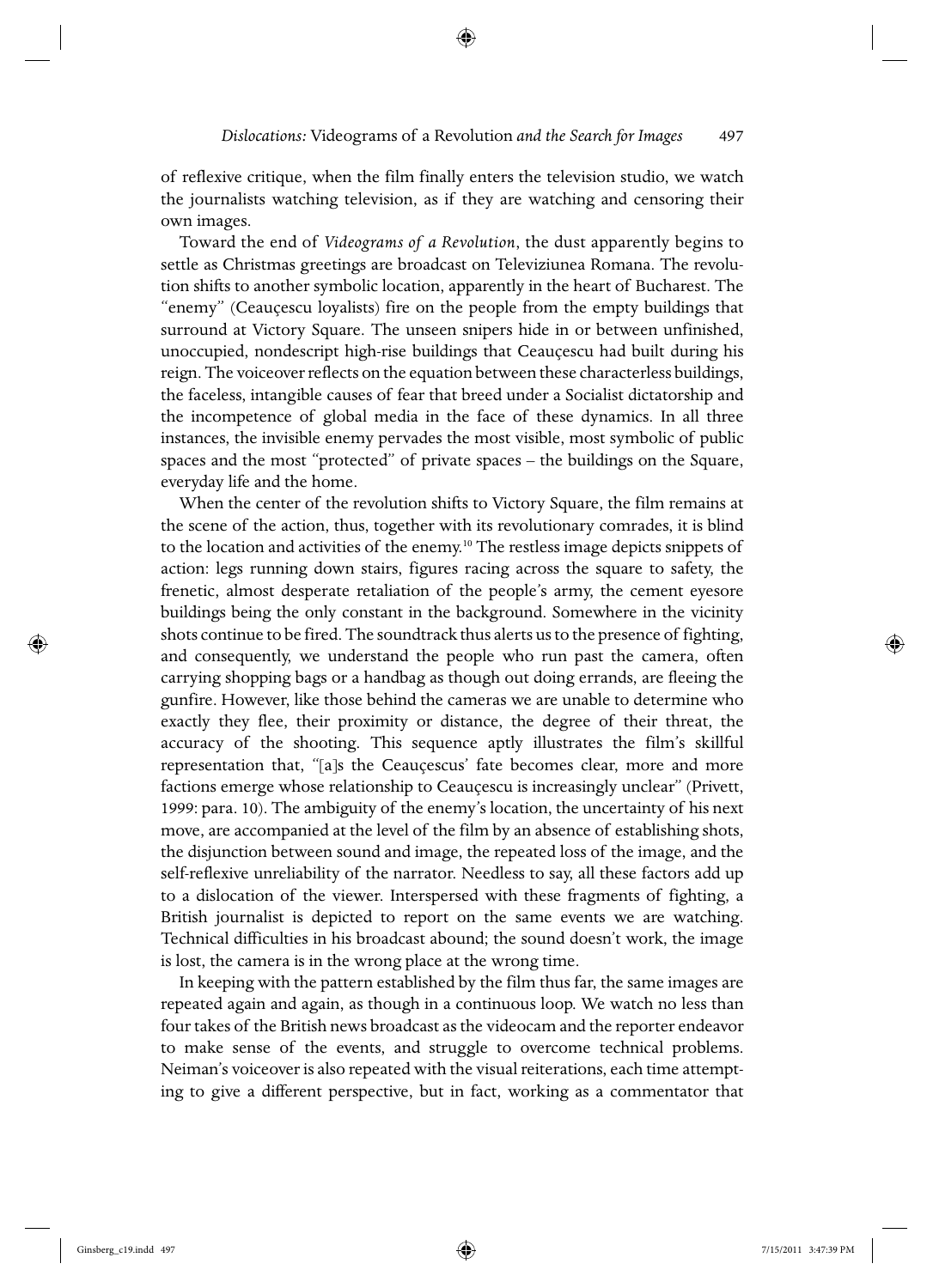of reflexive critique, when the film finally enters the television studio, we watch the journalists watching television, as if they are watching and censoring their own images.

Toward the end of *Videograms of a Revolution*, the dust apparently begins to settle as Christmas greetings are broadcast on Televiziunea Romana. The revolution shifts to another symbolic location, apparently in the heart of Bucharest. The "enemy" (Ceauçescu loyalists) fire on the people from the empty buildings that surround at Victory Square. The unseen snipers hide in or between unfinished, unoccupied, nondescript high-rise buildings that Ceauçescu had built during his reign. The voiceover reflects on the equation between these characterless buildings, the faceless, intangible causes of fear that breed under a Socialist dictatorship and the incompetence of global media in the face of these dynamics. In all three instances, the invisible enemy pervades the most visible, most symbolic of public spaces and the most "protected" of private spaces – the buildings on the Square, everyday life and the home.

When the center of the revolution shifts to Victory Square, the film remains at the scene of the action, thus, together with its revolutionary comrades, it is blind to the location and activities of the enemy.[10] The restless image depicts snippets of action: legs running down stairs, figures racing across the square to safety, the frenetic, almost desperate retaliation of the people's army, the cement eyesore buildings being the only constant in the background. Somewhere in the vicinity shots continue to be fired. The soundtrack thus alerts us to the presence of fighting, and consequently, we understand the people who run past the camera, often carrying shopping bags or a handbag as though out doing errands, are fleeing the gunfire. However, like those behind the cameras we are unable to determine who exactly they flee, their proximity or distance, the degree of their threat, the accuracy of the shooting. This sequence aptly illustrates the film's skillful representation that, "[a]s the Ceauçescus' fate becomes clear, more and more factions emerge whose relationship to Ceauçescu is increasingly unclear" (Privett, 1999: para. 10). The ambiguity of the enemy's location, the uncertainty of his next move, are accompanied at the level of the film by an absence of establishing shots, the disjunction between sound and image, the repeated loss of the image, and the self-reflexive unreliability of the narrator. Needless to say, all these factors add up to a dislocation of the viewer. Interspersed with these fragments of fighting, a British journalist is depicted to report on the same events we are watching. Technical difficulties in his broadcast abound; the sound doesn't work, the image is lost, the camera is in the wrong place at the wrong time.

In keeping with the pattern established by the film thus far, the same images are repeated again and again, as though in a continuous loop. We watch no less than four takes of the British news broadcast as the videocam and the reporter endeavor to make sense of the events, and struggle to overcome technical problems. Neiman's voiceover is also repeated with the visual reiterations, each time attempting to give a different perspective, but in fact, working as a commentator that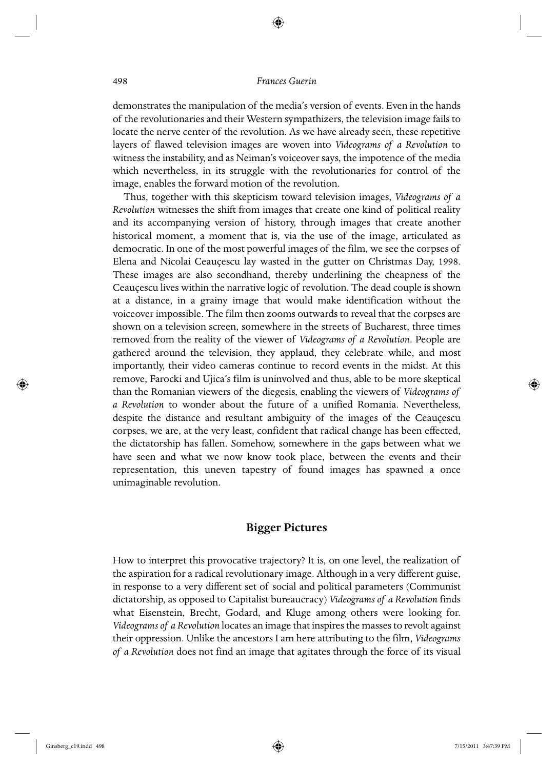demonstrates the manipulation of the media's version of events. Even in the hands of the revolutionaries and their Western sympathizers, the television image fails to locate the nerve center of the revolution. As we have already seen, these repetitive layers of flawed television images are woven into *Videograms of a Revolution* to witness the instability, and as Neiman's voiceover says, the impotence of the media which nevertheless, in its struggle with the revolutionaries for control of the image, enables the forward motion of the revolution.

Thus, together with this skepticism toward television images, *Videograms of a Revolution* witnesses the shift from images that create one kind of political reality and its accompanying version of history, through images that create another historical moment, a moment that is, via the use of the image, articulated as democratic. In one of the most powerful images of the film, we see the corpses of Elena and Nicolai Ceauçescu lay wasted in the gutter on Christmas Day, 1998. These images are also secondhand, thereby underlining the cheapness of the Ceauçescu lives within the narrative logic of revolution. The dead couple is shown at a distance, in a grainy image that would make identification without the voiceover impossible. The film then zooms outwards to reveal that the corpses are shown on a television screen, somewhere in the streets of Bucharest, three times removed from the reality of the viewer of *Videograms of a Revolution*. People are gathered around the television, they applaud, they celebrate while, and most importantly, their video cameras continue to record events in the midst. At this remove, Farocki and Ujica's film is uninvolved and thus, able to be more skeptical than the Romanian viewers of the diegesis, enabling the viewers of *Videograms of a Revolution* to wonder about the future of a unified Romania. Nevertheless, despite the distance and resultant ambiguity of the images of the Ceauçescu corpses, we are, at the very least, confident that radical change has been effected, the dictatorship has fallen. Somehow, somewhere in the gaps between what we have seen and what we now know took place, between the events and their representation, this uneven tapestry of found images has spawned a once unimaginable revolution.

## Bigger Pictures

How to interpret this provocative trajectory? It is, on one level, the realization of the aspiration for a radical revolutionary image. Although in a very different guise, in response to a very different set of social and political parameters (Communist dictatorship, as opposed to Capitalist bureaucracy) *Videograms of a Revolution* finds what Eisenstein, Brecht, Godard, and Kluge among others were looking for. *Videograms of a Revolution* locates an image that inspires the masses to revolt against their oppression. Unlike the ancestors I am here attributing to the film, *Videograms of a Revolution* does not find an image that agitates through the force of its visual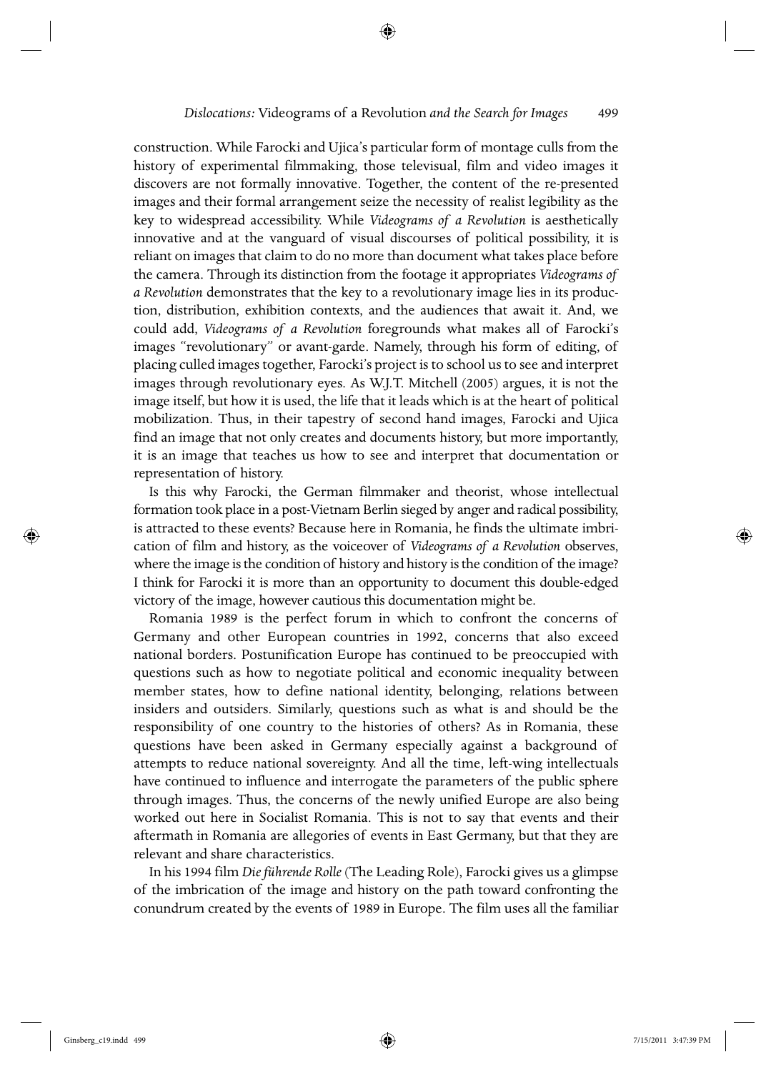construction. While Farocki and Ujica's particular form of montage culls from the history of experimental filmmaking, those televisual, film and video images it discovers are not formally innovative. Together, the content of the re-presented images and their formal arrangement seize the necessity of realist legibility as the key to widespread accessibility. While *Videograms of a Revolution* is aesthetically innovative and at the vanguard of visual discourses of political possibility, it is reliant on images that claim to do no more than document what takes place before the camera. Through its distinction from the footage it appropriates *Videograms of a Revolution* demonstrates that the key to a revolutionary image lies in its production, distribution, exhibition contexts, and the audiences that await it. And, we could add, *Videograms of a Revolution* foregrounds what makes all of Farocki's images "revolutionary" or avant-garde. Namely, through his form of editing, of placing culled images together, Farocki's project is to school us to see and interpret images through revolutionary eyes. As W.J.T. Mitchell (2005) argues, it is not the image itself, but how it is used, the life that it leads which is at the heart of political mobilization. Thus, in their tapestry of second hand images, Farocki and Ujica find an image that not only creates and documents history, but more importantly, it is an image that teaches us how to see and interpret that documentation or representation of history.

Is this why Farocki, the German filmmaker and theorist, whose intellectual formation took place in a post-Vietnam Berlin sieged by anger and radical possibility, is attracted to these events? Because here in Romania, he finds the ultimate imbrication of film and history, as the voiceover of *Videograms of a Revolution* observes, where the image is the condition of history and history is the condition of the image? I think for Farocki it is more than an opportunity to document this double-edged victory of the image, however cautious this documentation might be.

Romania 1989 is the perfect forum in which to confront the concerns of Germany and other European countries in 1992, concerns that also exceed national borders. Postunification Europe has continued to be preoccupied with questions such as how to negotiate political and economic inequality between member states, how to define national identity, belonging, relations between insiders and outsiders. Similarly, questions such as what is and should be the responsibility of one country to the histories of others? As in Romania, these questions have been asked in Germany especially against a background of attempts to reduce national sovereignty. And all the time, left-wing intellectuals have continued to influence and interrogate the parameters of the public sphere through images. Thus, the concerns of the newly unified Europe are also being worked out here in Socialist Romania. This is not to say that events and their aftermath in Romania are allegories of events in East Germany, but that they are relevant and share characteristics.

In his 1994 film *Die führende Rolle* (The Leading Role), Farocki gives us a glimpse of the imbrication of the image and history on the path toward confronting the conundrum created by the events of 1989 in Europe. The film uses all the familiar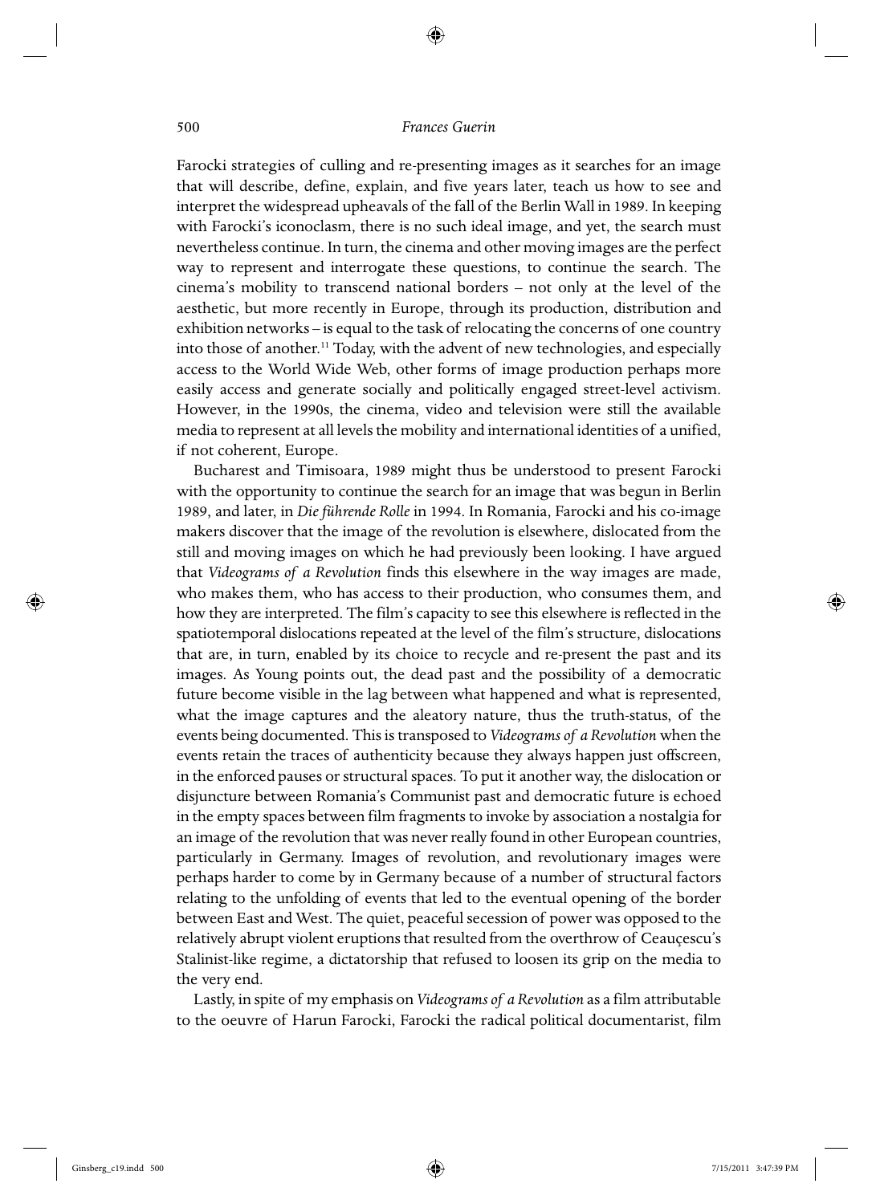Farocki strategies of culling and re-presenting images as it searches for an image that will describe, define, explain, and five years later, teach us how to see and interpret the widespread upheavals of the fall of the Berlin Wall in 1989. In keeping with Farocki's iconoclasm, there is no such ideal image, and yet, the search must nevertheless continue. In turn, the cinema and other moving images are the perfect way to represent and interrogate these questions, to continue the search. The cinema's mobility to transcend national borders – not only at the level of the aesthetic, but more recently in Europe, through its production, distribution and exhibition networks – is equal to the task of relocating the concerns of one country into those of another.[11] Today, with the advent of new technologies, and especially access to the World Wide Web, other forms of image production perhaps more easily access and generate socially and politically engaged street-level activism. However, in the 1990s, the cinema, video and television were still the available media to represent at all levels the mobility and international identities of a unified, if not coherent, Europe.

Bucharest and Timisoara, 1989 might thus be understood to present Farocki with the opportunity to continue the search for an image that was begun in Berlin 1989, and later, in *Die führende Rolle* in 1994. In Romania, Farocki and his co-image makers discover that the image of the revolution is elsewhere, dislocated from the still and moving images on which he had previously been looking. I have argued that *Videograms of a Revolution* finds this elsewhere in the way images are made, who makes them, who has access to their production, who consumes them, and how they are interpreted. The film's capacity to see this elsewhere is reflected in the spatiotemporal dislocations repeated at the level of the film's structure, dislocations that are, in turn, enabled by its choice to recycle and re-present the past and its images. As Young points out, the dead past and the possibility of a democratic future become visible in the lag between what happened and what is represented, what the image captures and the aleatory nature, thus the truth-status, of the events being documented. This is transposed to *Videograms of a Revolution* when the events retain the traces of authenticity because they always happen just offscreen, in the enforced pauses or structural spaces. To put it another way, the dislocation or disjuncture between Romania's Communist past and democratic future is echoed in the empty spaces between film fragments to invoke by association a nostalgia for an image of the revolution that was never really found in other European countries, particularly in Germany. Images of revolution, and revolutionary images were perhaps harder to come by in Germany because of a number of structural factors relating to the unfolding of events that led to the eventual opening of the border between East and West. The quiet, peaceful secession of power was opposed to the relatively abrupt violent eruptions that resulted from the overthrow of Ceauçescu's Stalinist-like regime, a dictatorship that refused to loosen its grip on the media to the very end.

Lastly, in spite of my emphasis on *Videograms of a Revolution* as a film attributable to the oeuvre of Harun Farocki, Farocki the radical political documentarist, film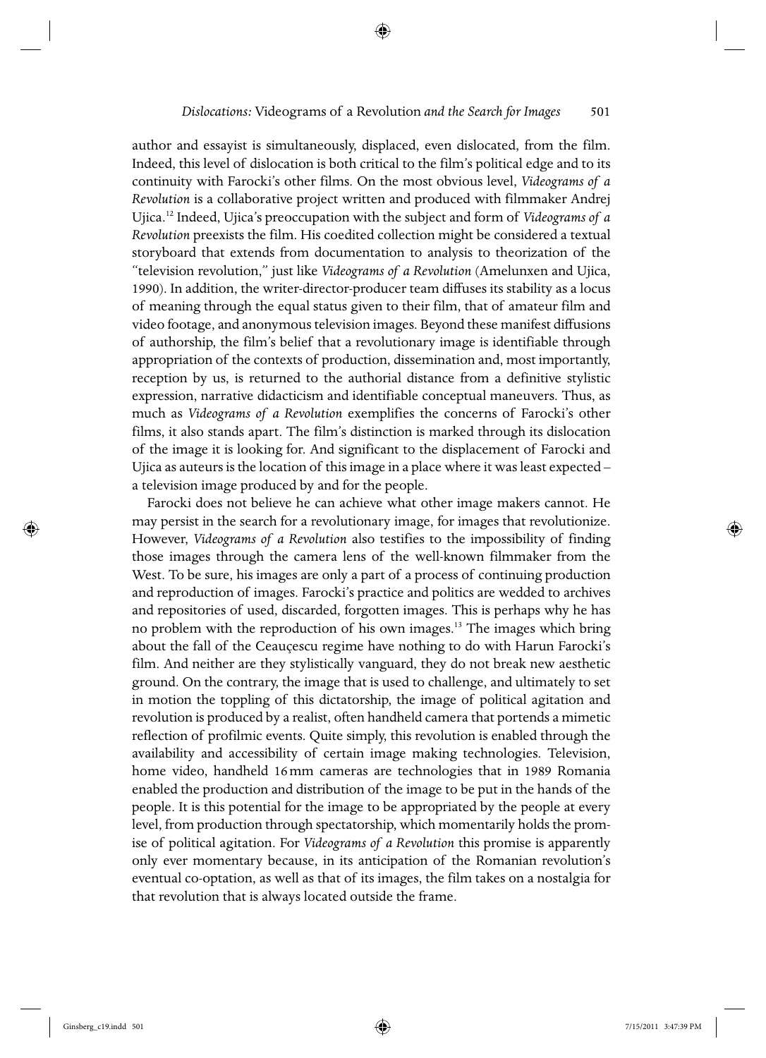author and essayist is simultaneously, displaced, even dislocated, from the film. Indeed, this level of dislocation is both critical to the film's political edge and to its continuity with Farocki's other films. On the most obvious level, *Videograms of a Revolution* is a collaborative project written and produced with filmmaker Andrej Ujica.[12] Indeed, Ujica's preoccupation with the subject and form of *Videograms of a Revolution* preexists the film. His coedited collection might be considered a textual storyboard that extends from documentation to analysis to theorization of the "television revolution," just like *Videograms of a Revolution* (Amelunxen and Ujica, 1990). In addition, the writer-director-producer team diffuses its stability as a locus of meaning through the equal status given to their film, that of amateur film and video footage, and anonymous television images. Beyond these manifest diffusions of authorship, the film's belief that a revolutionary image is identifiable through appropriation of the contexts of production, dissemination and, most importantly, reception by us, is returned to the authorial distance from a definitive stylistic expression, narrative didacticism and identifiable conceptual maneuvers. Thus, as much as *Videograms of a Revolution* exemplifies the concerns of Farocki's other films, it also stands apart. The film's distinction is marked through its dislocation of the image it is looking for. And significant to the displacement of Farocki and Ujica as auteurs is the location of this image in a place where it was least expected – a television image produced by and for the people.

Farocki does not believe he can achieve what other image makers cannot. He may persist in the search for a revolutionary image, for images that revolutionize. However, *Videograms of a Revolution* also testifies to the impossibility of finding those images through the camera lens of the well-known filmmaker from the West. To be sure, his images are only a part of a process of continuing production and reproduction of images. Farocki's practice and politics are wedded to archives and repositories of used, discarded, forgotten images. This is perhaps why he has no problem with the reproduction of his own images.[13] The images which bring about the fall of the Ceauçescu regime have nothing to do with Harun Farocki's film. And neither are they stylistically vanguard, they do not break new aesthetic ground. On the contrary, the image that is used to challenge, and ultimately to set in motion the toppling of this dictatorship, the image of political agitation and revolution is produced by a realist, often handheld camera that portends a mimetic reflection of profilmic events. Quite simply, this revolution is enabled through the availability and accessibility of certain image making technologies. Television, home video, handheld 16 mm cameras are technologies that in 1989 Romania enabled the production and distribution of the image to be put in the hands of the people. It is this potential for the image to be appropriated by the people at every level, from production through spectatorship, which momentarily holds the promise of political agitation. For *Videograms of a Revolution* this promise is apparently only ever momentary because, in its anticipation of the Romanian revolution's eventual co-optation, as well as that of its images, the film takes on a nostalgia for that revolution that is always located outside the frame.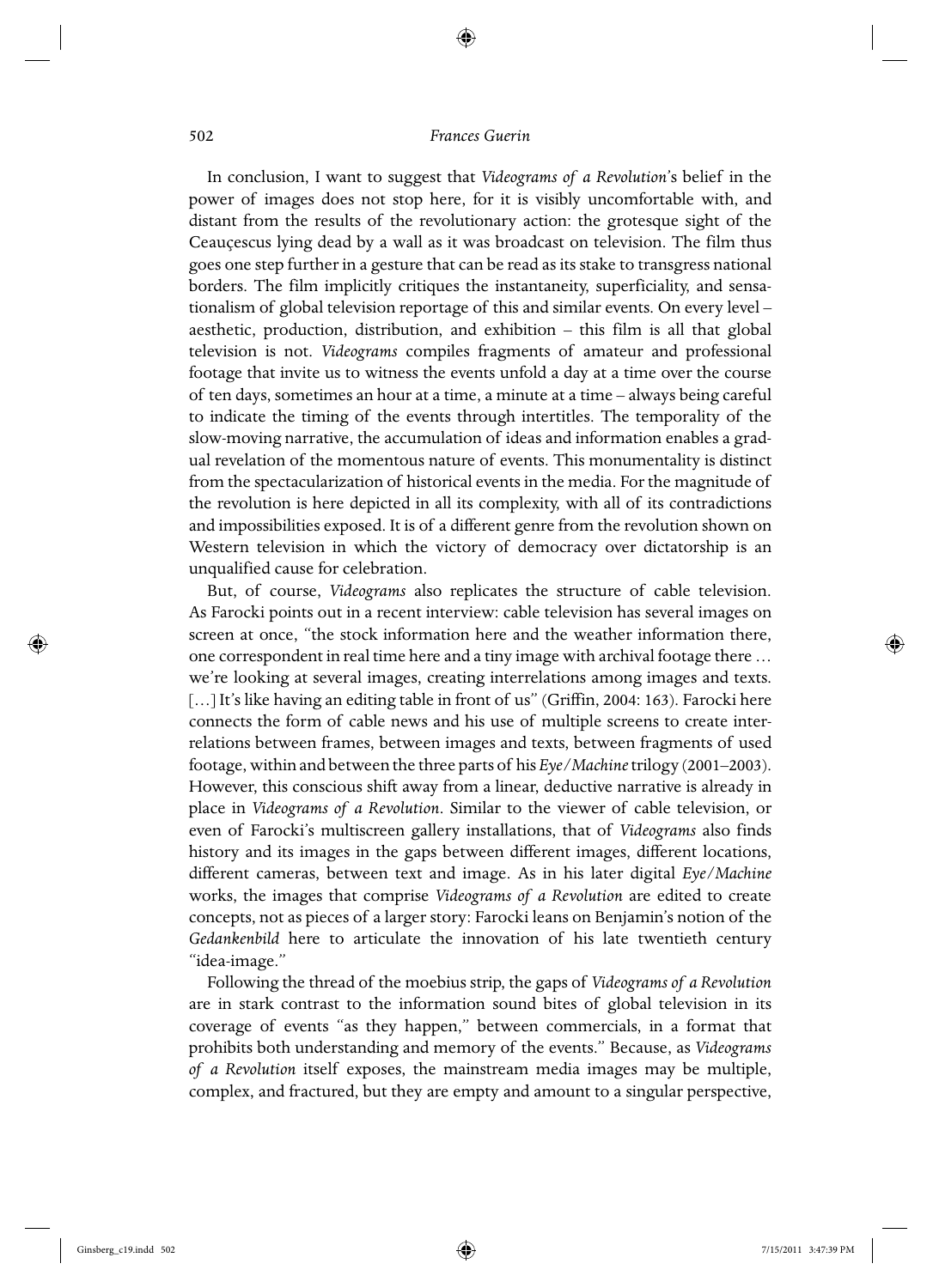In conclusion, I want to suggest that *Videograms of a Revolution*'s belief in the power of images does not stop here, for it is visibly uncomfortable with, and distant from the results of the revolutionary action: the grotesque sight of the Ceauçescus lying dead by a wall as it was broadcast on television. The film thus goes one step further in a gesture that can be read as its stake to transgress national borders. The film implicitly critiques the instantaneity, superficiality, and sensationalism of global television reportage of this and similar events. On every level – aesthetic, production, distribution, and exhibition – this film is all that global television is not. *Videograms* compiles fragments of amateur and professional footage that invite us to witness the events unfold a day at a time over the course of ten days, sometimes an hour at a time, a minute at a time – always being careful to indicate the timing of the events through intertitles. The temporality of the slow-moving narrative, the accumulation of ideas and information enables a gradual revelation of the momentous nature of events. This monumentality is distinct from the spectacularization of historical events in the media. For the magnitude of the revolution is here depicted in all its complexity, with all of its contradictions and impossibilities exposed. It is of a different genre from the revolution shown on Western television in which the victory of democracy over dictatorship is an unqualified cause for celebration.

But, of course, *Videograms* also replicates the structure of cable television. As Farocki points out in a recent interview: cable television has several images on screen at once, "the stock information here and the weather information there, one correspondent in real time here and a tiny image with archival footage there … we're looking at several images, creating interrelations among images and texts. […] It's like having an editing table in front of us" (Griffin, 2004: 163). Farocki here connects the form of cable news and his use of multiple screens to create interrelations between frames, between images and texts, between fragments of used footage, within and between the three parts of his *Eye/Machine* trilogy (2001–2003). However, this conscious shift away from a linear, deductive narrative is already in place in *Videograms of a Revolution*. Similar to the viewer of cable television, or even of Farocki's multiscreen gallery installations, that of *Videograms* also finds history and its images in the gaps between different images, different locations, different cameras, between text and image. As in his later digital *Eye/Machine* works, the images that comprise *Videograms of a Revolution* are edited to create concepts, not as pieces of a larger story: Farocki leans on Benjamin's notion of the *Gedankenbild* here to articulate the innovation of his late twentieth century "idea-image."

Following the thread of the moebius strip, the gaps of *Videograms of a Revolution* are in stark contrast to the information sound bites of global television in its coverage of events "as they happen," between commercials, in a format that prohibits both understanding and memory of the events." Because, as *Videograms of a Revolution* itself exposes, the mainstream media images may be multiple, complex, and fractured, but they are empty and amount to a singular perspective,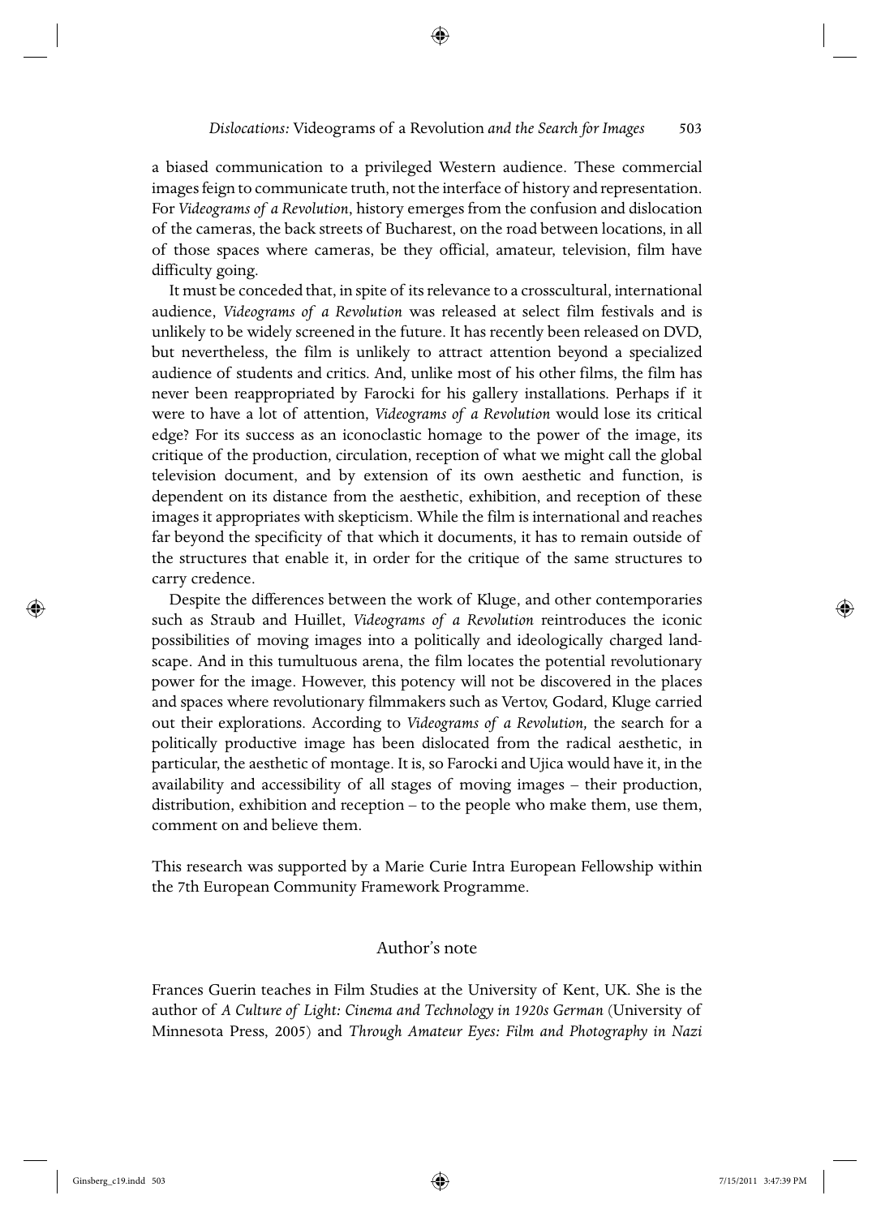a biased communication to a privileged Western audience. These commercial images feign to communicate truth, not the interface of history and representation. For *Videograms of a Revolution*, history emerges from the confusion and dislocation of the cameras, the back streets of Bucharest, on the road between locations, in all of those spaces where cameras, be they official, amateur, television, film have difficulty going.

It must be conceded that, in spite of its relevance to a crosscultural, international audience, *Videograms of a Revolution* was released at select film festivals and is unlikely to be widely screened in the future. It has recently been released on DVD, but nevertheless, the film is unlikely to attract attention beyond a specialized audience of students and critics. And, unlike most of his other films, the film has never been reappropriated by Farocki for his gallery installations. Perhaps if it were to have a lot of attention, *Videograms of a Revolution* would lose its critical edge? For its success as an iconoclastic homage to the power of the image, its critique of the production, circulation, reception of what we might call the global television document, and by extension of its own aesthetic and function, is dependent on its distance from the aesthetic, exhibition, and reception of these images it appropriates with skepticism. While the film is international and reaches far beyond the specificity of that which it documents, it has to remain outside of the structures that enable it, in order for the critique of the same structures to carry credence.

Despite the differences between the work of Kluge, and other contemporaries such as Straub and Huillet, *Videograms of a Revolution* reintroduces the iconic possibilities of moving images into a politically and ideologically charged landscape. And in this tumultuous arena, the film locates the potential revolutionary power for the image. However, this potency will not be discovered in the places and spaces where revolutionary filmmakers such as Vertov, Godard, Kluge carried out their explorations. According to *Videograms of a Revolution,* the search for a politically productive image has been dislocated from the radical aesthetic, in particular, the aesthetic of montage. It is, so Farocki and Ujica would have it, in the availability and accessibility of all stages of moving images – their production, distribution, exhibition and reception – to the people who make them, use them, comment on and believe them.

This research was supported by a Marie Curie Intra European Fellowship within the 7th European Community Framework Programme.

## Author's note

Frances Guerin teaches in Film Studies at the University of Kent, UK. She is the author of *A Culture of Light: Cinema and Technology in 1920s German* (University of Minnesota Press, 2005) and *Through Amateur Eyes: Film and Photography in Nazi*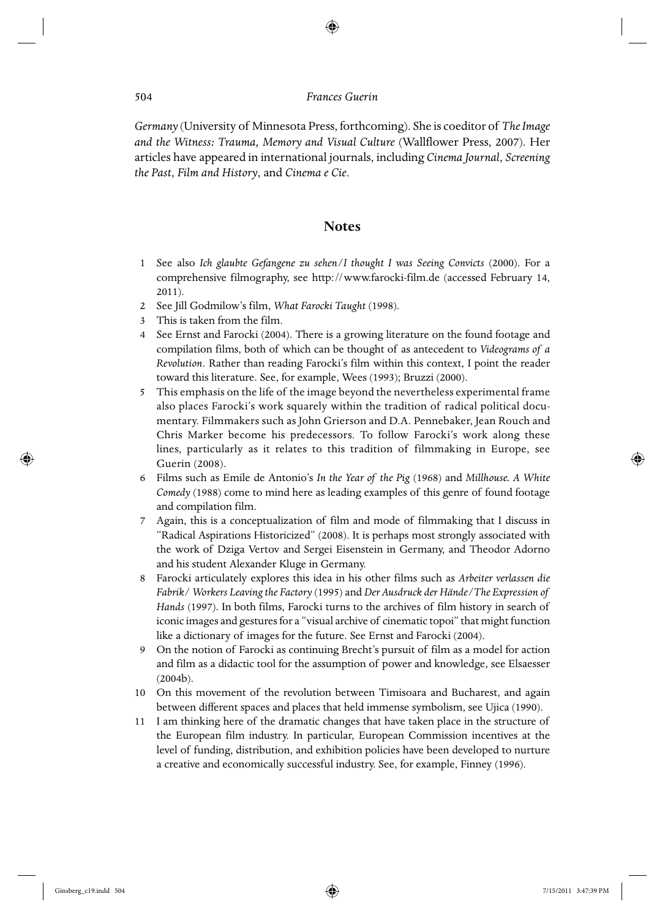*Germany* (University of Minnesota Press, forthcoming). She is coeditor of *The Image and the Witness: Trauma, Memory and Visual Culture* (Wallflower Press, 2007). Her articles have appeared in international journals, including *Cinema Journal*, *Screening the Past*, *Film and History*, and *Cinema e Cie*.

## Notes

1. See also *Ich glaubte Gefangene zu sehen/I thought I was Seeing Convicts* (2000). For a comprehensive filmography, see http://www.farocki-film.de (accessed February 14, 2011).
2. See Jill Godmilow's film, *What Farocki Taught* (1998).
3. This is taken from the film.
4. See Ernst and Farocki (2004). There is a growing literature on the found footage and compilation films, both of which can be thought of as antecedent to *Videograms of a Revolution*. Rather than reading Farocki's film within this context, I point the reader toward this literature. See, for example, Wees (1993); Bruzzi (2000).
5. This emphasis on the life of the image beyond the nevertheless experimental frame also places Farocki's work squarely within the tradition of radical political documentary. Filmmakers such as John Grierson and D.A. Pennebaker, Jean Rouch and Chris Marker become his predecessors. To follow Farocki's work along these lines, particularly as it relates to this tradition of filmmaking in Europe, see Guerin (2008).
6. Films such as Emile de Antonio's *In the Year of the Pig* (1968) and *Millhouse. A White Comedy* (1988) come to mind here as leading examples of this genre of found footage and compilation film.
7. Again, this is a conceptualization of film and mode of filmmaking that I discuss in "Radical Aspirations Historicized" (2008). It is perhaps most strongly associated with the work of Dziga Vertov and Sergei Eisenstein in Germany, and Theodor Adorno and his student Alexander Kluge in Germany.
8. Farocki articulately explores this idea in his other films such as *Arbeiter verlassen die Fabrik/ Workers Leaving the Factory* (1995) and *Der Ausdruck der Hände/The Expression of Hands* (1997). In both films, Farocki turns to the archives of film history in search of iconic images and gestures for a "visual archive of cinematic topoi" that might function like a dictionary of images for the future. See Ernst and Farocki (2004).
9. On the notion of Farocki as continuing Brecht's pursuit of film as a model for action and film as a didactic tool for the assumption of power and knowledge, see Elsaesser (2004b).
10. On this movement of the revolution between Timisoara and Bucharest, and again between different spaces and places that held immense symbolism, see Ujica (1990).
11. I am thinking here of the dramatic changes that have taken place in the structure of the European film industry. In particular, European Commission incentives at the level of funding, distribution, and exhibition policies have been developed to nurture a creative and economically successful industry. See, for example, Finney (1996).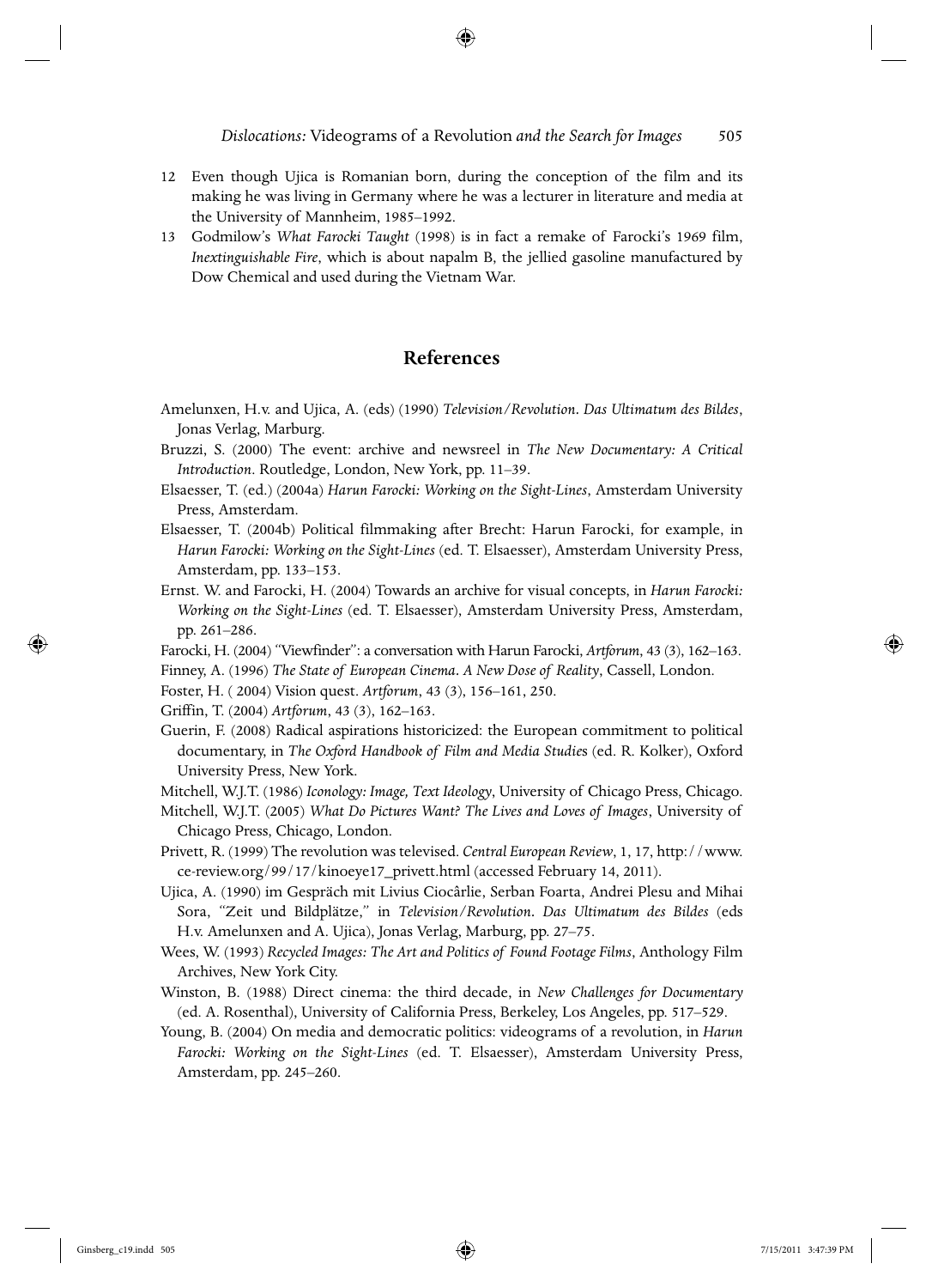12 Even though Ujica is Romanian born, during the conception of the film and its making he was living in Germany where he was a lecturer in literature and media at the University of Mannheim, 1985–1992.

13 Godmilow's *What Farocki Taught* (1998) is in fact a remake of Farocki's 1969 film, *Inextinguishable Fire*, which is about napalm B, the jellied gasoline manufactured by Dow Chemical and used during the Vietnam War.

## References

Amelunxen, H.v. and Ujica, A. (eds) (1990) *Television/Revolution. Das Ultimatum des Bildes*, Jonas Verlag, Marburg.

Bruzzi, S. (2000) The event: archive and newsreel in *The New Documentary: A Critical Introduction*. Routledge, London, New York, pp. 11–39.

Elsaesser, T. (ed.) (2004a) *Harun Farocki: Working on the Sight-Lines*, Amsterdam University Press, Amsterdam.

Elsaesser, T. (2004b) Political filmmaking after Brecht: Harun Farocki, for example, in *Harun Farocki: Working on the Sight-Lines* (ed. T. Elsaesser), Amsterdam University Press, Amsterdam, pp. 133–153.

Ernst. W. and Farocki, H. (2004) Towards an archive for visual concepts, in *Harun Farocki: Working on the Sight-Lines* (ed. T. Elsaesser), Amsterdam University Press, Amsterdam, pp. 261–286.

Farocki, H. (2004) "Viewfinder": a conversation with Harun Farocki, *Artforum*, 43 (3), 162–163.

Finney, A. (1996) *The State of European Cinema. A New Dose of Reality*, Cassell, London.

Foster, H. ( 2004) Vision quest. *Artforum*, 43 (3), 156–161, 250.

Griffin, T. (2004) *Artforum*, 43 (3), 162–163.

Guerin, F. (2008) Radical aspirations historicized: the European commitment to political documentary, in *The Oxford Handbook of Film and Media Studies* (ed. R. Kolker), Oxford University Press, New York.

Mitchell, W.J.T. (1986) *Iconology: Image, Text Ideology*, University of Chicago Press, Chicago.

Mitchell, W.J.T. (2005) *What Do Pictures Want? The Lives and Loves of Images*, University of Chicago Press, Chicago, London.

Privett, R. (1999) The revolution was televised. *Central European Review*, 1, 17, http://www.ce-review.org/99/17/kinoeye17_privett.html (accessed February 14, 2011).

Ujica, A. (1990) im Gespräch mit Livius Ciocârlie, Serban Foarta, Andrei Plesu and Mihai Sora, "Zeit und Bildplätze," in *Television/Revolution. Das Ultimatum des Bildes* (eds H.v. Amelunxen and A. Ujica), Jonas Verlag, Marburg, pp. 27–75.

Wees, W. (1993) *Recycled Images: The Art and Politics of Found Footage Films*, Anthology Film Archives, New York City.

Winston, B. (1988) Direct cinema: the third decade, in *New Challenges for Documentary* (ed. A. Rosenthal), University of California Press, Berkeley, Los Angeles, pp. 517–529.

Young, B. (2004) On media and democratic politics: videograms of a revolution, in *Harun Farocki: Working on the Sight-Lines* (ed. T. Elsaesser), Amsterdam University Press, Amsterdam, pp. 245–260.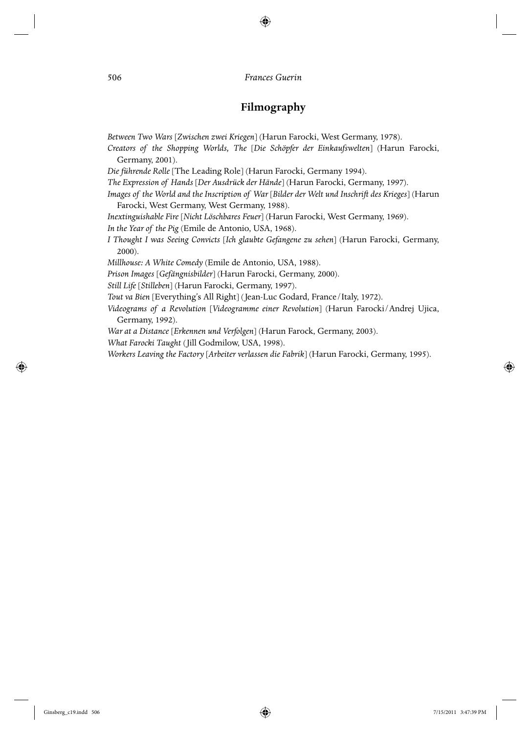## Filmography

*Between Two Wars* [*Zwischen zwei Kriegen*] (Harun Farocki, West Germany, 1978).

*Creators of the Shopping Worlds, The* [*Die Schöpfer der Einkaufswelten*] (Harun Farocki, Germany, 2001).

*Die führende Rolle* [The Leading Role] (Harun Farocki, Germany 1994).

*The Expression of Hands* [*Der Ausdrück der Hände*] (Harun Farocki, Germany, 1997).

*Images of the World and the Inscription of War* [*Bilder der Welt und Inschrift des Krieges*] (Harun Farocki, West Germany, West Germany, 1988).

*Inextinguishable Fire* [*Nicht Löschbares Feuer*] (Harun Farocki, West Germany, 1969).

*In the Year of the Pig* (Emile de Antonio, USA, 1968).

*I Thought I was Seeing Convicts* [*Ich glaubte Gefangene zu sehen*] (Harun Farocki, Germany, 2000).

*Millhouse: A White Comedy* (Emile de Antonio, USA, 1988).

*Prison Images* [*Gefängnisbilder*] (Harun Farocki, Germany, 2000).

*Still Life* [*Stilleben*] (Harun Farocki, Germany, 1997).

*Tout va Bien* [Everything's All Right] (Jean-Luc Godard, France/Italy, 1972).

*Videograms of a Revolution* [*Videogramme einer Revolution*] (Harun Farocki/Andrej Ujica, Germany, 1992).

*War at a Distance* [*Erkennen und Verfolgen*] (Harun Farock, Germany, 2003).

*What Farocki Taught* (Jill Godmilow, USA, 1998).

*Workers Leaving the Factory* [*Arbeiter verlassen die Fabrik*] (Harun Farocki, Germany, 1995).